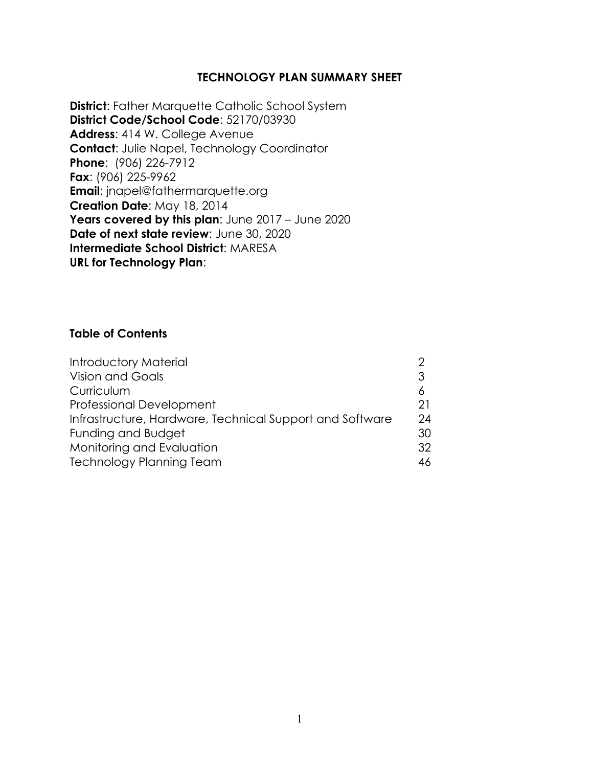# TECHNOLOGY PLAN SUMMARY SHEET

**District**: Father Marquette Catholic School System
**District Code/School Code**: 52170/03930
**Address**: 414 W. College Avenue
**Contact**: Julie Napel, Technology Coordinator
**Phone**: (906) 226-7912
**Fax**: (906) 225-9962
**Email**: jnapel@fathermarquette.org
**Creation Date**: May 18, 2014
**Years covered by this plan**: June 2017 – June 2020
**Date of next state review**: June 30, 2020
**Intermediate School District**: MARESA
**URL for Technology Plan**:

## Table of Contents

| | |
|---|---|
| Introductory Material | 2 |
| Vision and Goals | 3 |
| Curriculum | 6 |
| Professional Development | 21 |
| Infrastructure, Hardware, Technical Support and Software | 24 |
| Funding and Budget | 30 |
| Monitoring and Evaluation | 32 |
| Technology Planning Team | 46 |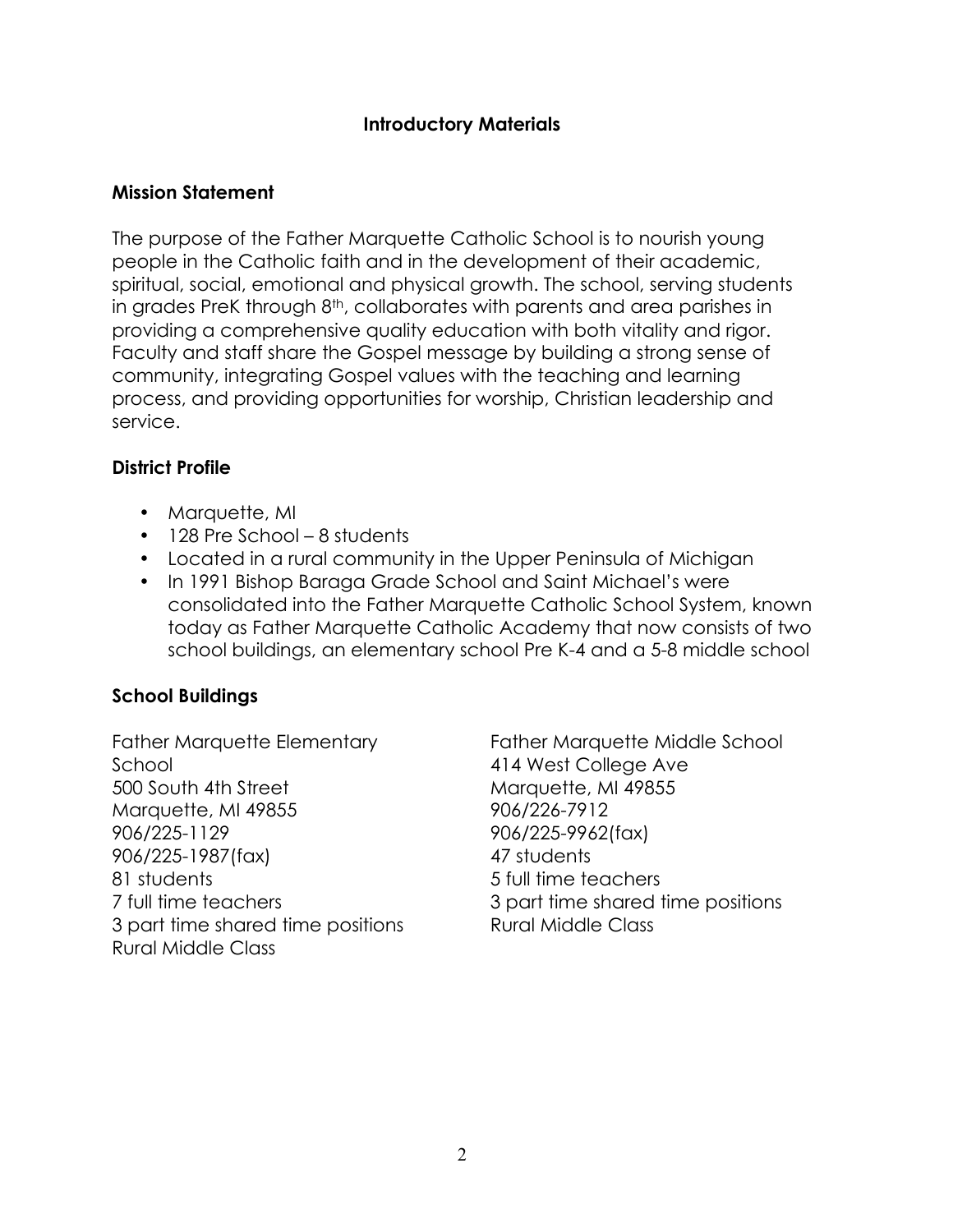## Introductory Materials

### Mission Statement

The purpose of the Father Marquette Catholic School is to nourish young people in the Catholic faith and in the development of their academic, spiritual, social, emotional and physical growth. The school, serving students in grades PreK through 8th, collaborates with parents and area parishes in providing a comprehensive quality education with both vitality and rigor. Faculty and staff share the Gospel message by building a strong sense of community, integrating Gospel values with the teaching and learning process, and providing opportunities for worship, Christian leadership and service.

### District Profile

- Marquette, MI
- 128 Pre School – 8 students
- Located in a rural community in the Upper Peninsula of Michigan
- In 1991 Bishop Baraga Grade School and Saint Michael's were consolidated into the Father Marquette Catholic School System, known today as Father Marquette Catholic Academy that now consists of two school buildings, an elementary school Pre K-4 and a 5-8 middle school

### School Buildings

Father Marquette Elementary School
500 South 4th Street
Marquette, MI 49855
906/225-1129
906/225-1987(fax)
81 students
7 full time teachers
3 part time shared time positions
Rural Middle Class

Father Marquette Middle School
414 West College Ave
Marquette, MI 49855
906/226-7912
906/225-9962(fax)
47 students
5 full time teachers
3 part time shared time positions
Rural Middle Class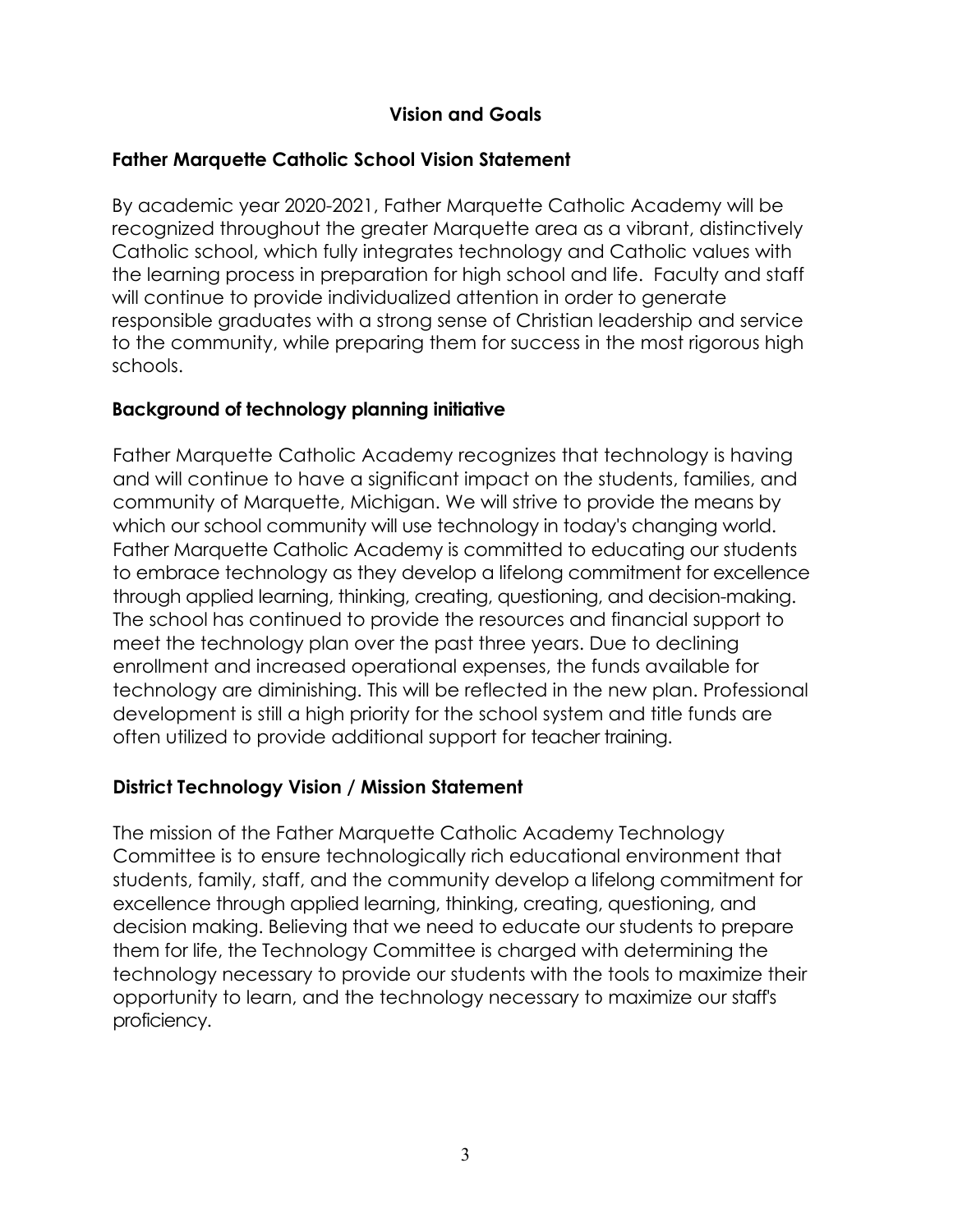# Vision and Goals

## Father Marquette Catholic School Vision Statement

By academic year 2020-2021, Father Marquette Catholic Academy will be recognized throughout the greater Marquette area as a vibrant, distinctively Catholic school, which fully integrates technology and Catholic values with the learning process in preparation for high school and life. Faculty and staff will continue to provide individualized attention in order to generate responsible graduates with a strong sense of Christian leadership and service to the community, while preparing them for success in the most rigorous high schools.

## Background of technology planning initiative

Father Marquette Catholic Academy recognizes that technology is having and will continue to have a significant impact on the students, families, and community of Marquette, Michigan. We will strive to provide the means by which our school community will use technology in today's changing world. Father Marquette Catholic Academy is committed to educating our students to embrace technology as they develop a lifelong commitment for excellence through applied learning, thinking, creating, questioning, and decision-making. The school has continued to provide the resources and financial support to meet the technology plan over the past three years. Due to declining enrollment and increased operational expenses, the funds available for technology are diminishing. This will be reflected in the new plan. Professional development is still a high priority for the school system and title funds are often utilized to provide additional support for teacher training.

## District Technology Vision / Mission Statement

The mission of the Father Marquette Catholic Academy Technology Committee is to ensure technologically rich educational environment that students, family, staff, and the community develop a lifelong commitment for excellence through applied learning, thinking, creating, questioning, and decision making. Believing that we need to educate our students to prepare them for life, the Technology Committee is charged with determining the technology necessary to provide our students with the tools to maximize their opportunity to learn, and the technology necessary to maximize our staff's proficiency.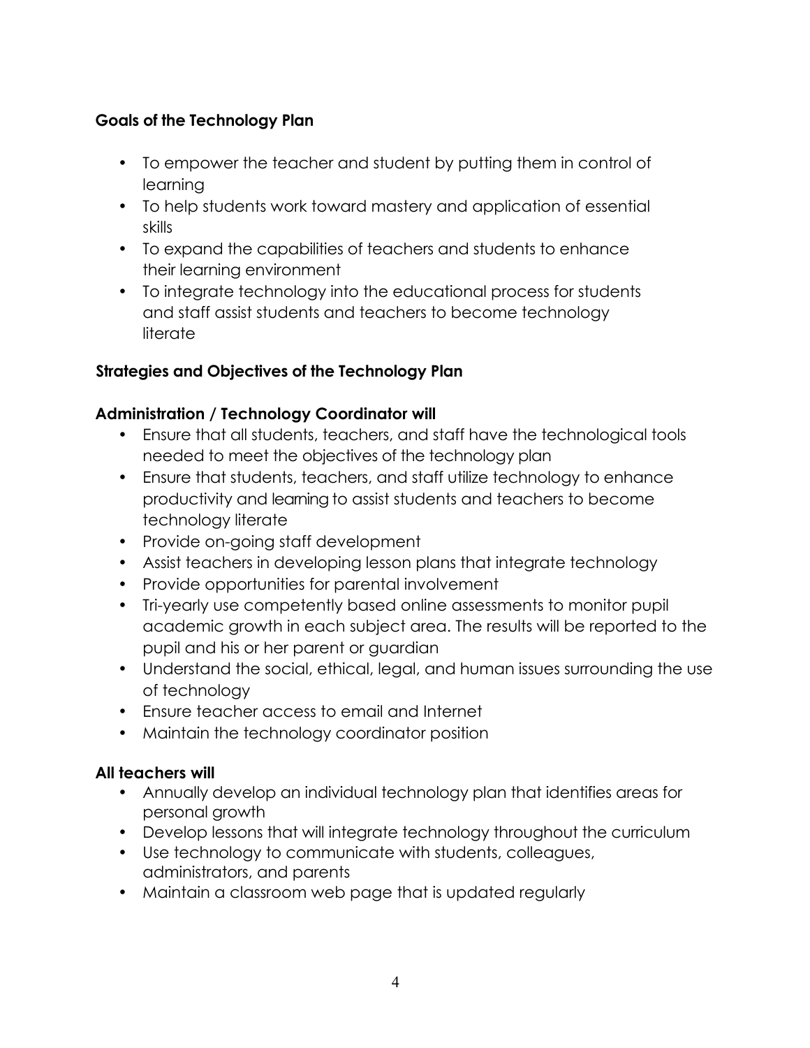### Goals of the Technology Plan

- To empower the teacher and student by putting them in control of learning
- To help students work toward mastery and application of essential skills
- To expand the capabilities of teachers and students to enhance their learning environment
- To integrate technology into the educational process for students and staff assist students and teachers to become technology literate

### Strategies and Objectives of the Technology Plan

### Administration / Technology Coordinator will

- Ensure that all students, teachers, and staff have the technological tools needed to meet the objectives of the technology plan
- Ensure that students, teachers, and staff utilize technology to enhance productivity and learning to assist students and teachers to become technology literate
- Provide on-going staff development
- Assist teachers in developing lesson plans that integrate technology
- Provide opportunities for parental involvement
- Tri-yearly use competently based online assessments to monitor pupil academic growth in each subject area. The results will be reported to the pupil and his or her parent or guardian
- Understand the social, ethical, legal, and human issues surrounding the use of technology
- Ensure teacher access to email and Internet
- Maintain the technology coordinator position

### All teachers will

- Annually develop an individual technology plan that identifies areas for personal growth
- Develop lessons that will integrate technology throughout the curriculum
- Use technology to communicate with students, colleagues, administrators, and parents
- Maintain a classroom web page that is updated regularly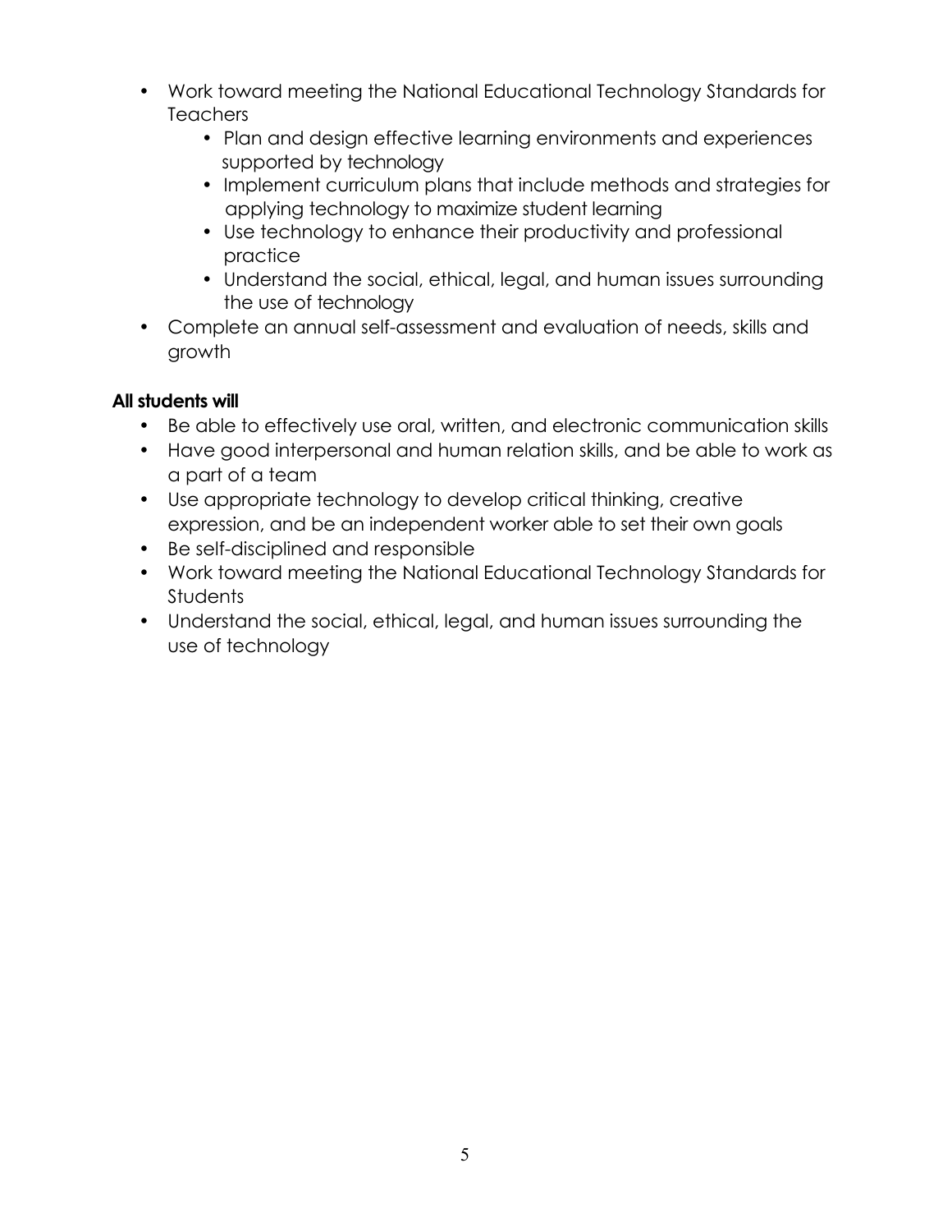- Work toward meeting the National Educational Technology Standards for Teachers
    - Plan and design effective learning environments and experiences supported by technology
    - Implement curriculum plans that include methods and strategies for applying technology to maximize student learning
    - Use technology to enhance their productivity and professional practice
    - Understand the social, ethical, legal, and human issues surrounding the use of technology
- Complete an annual self-assessment and evaluation of needs, skills and growth

**All students will**

- Be able to effectively use oral, written, and electronic communication skills
- Have good interpersonal and human relation skills, and be able to work as a part of a team
- Use appropriate technology to develop critical thinking, creative expression, and be an independent worker able to set their own goals
- Be self-disciplined and responsible
- Work toward meeting the National Educational Technology Standards for Students
- Understand the social, ethical, legal, and human issues surrounding the use of technology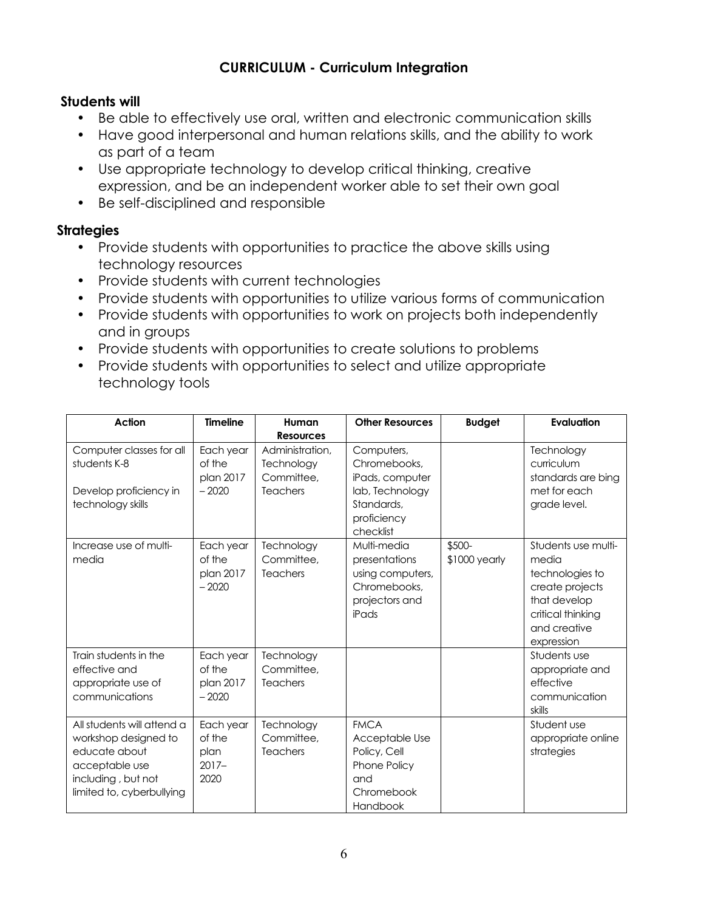## CURRICULUM - Curriculum Integration

**Students will**

- Be able to effectively use oral, written and electronic communication skills
- Have good interpersonal and human relations skills, and the ability to work as part of a team
- Use appropriate technology to develop critical thinking, creative expression, and be an independent worker able to set their own goal
- Be self-disciplined and responsible

**Strategies**

- Provide students with opportunities to practice the above skills using technology resources
- Provide students with current technologies
- Provide students with opportunities to utilize various forms of communication
- Provide students with opportunities to work on projects both independently and in groups
- Provide students with opportunities to create solutions to problems
- Provide students with opportunities to select and utilize appropriate technology tools

| Action | Timeline | Human Resources | Other Resources | Budget | Evaluation |
|---|---|---|---|---|---|
| Computer classes for all students K-8<br><br>Develop proficiency in technology skills | Each year of the plan 2017 – 2020 | Administration, Technology Committee, Teachers | Computers, Chromebooks, iPads, computer lab, Technology Standards, proficiency checklist | | Technology curriculum standards are bing met for each grade level. |
| Increase use of multi-media | Each year of the plan 2017 – 2020 | Technology Committee, Teachers | Multi-media presentations using computers, Chromebooks, projectors and iPads | $500-$1000 yearly | Students use multi-media technologies to create projects that develop critical thinking and creative expression |
| Train students in the effective and appropriate use of communications | Each year of the plan 2017 – 2020 | Technology Committee, Teachers | | | Students use appropriate and effective communication skills |
| All students will attend a workshop designed to educate about acceptable use including , but not limited to, cyberbullying | Each year of the plan 2017– 2020 | Technology Committee, Teachers | FMCA Acceptable Use Policy, Cell Phone Policy and Chromebook Handbook | | Student use appropriate online strategies |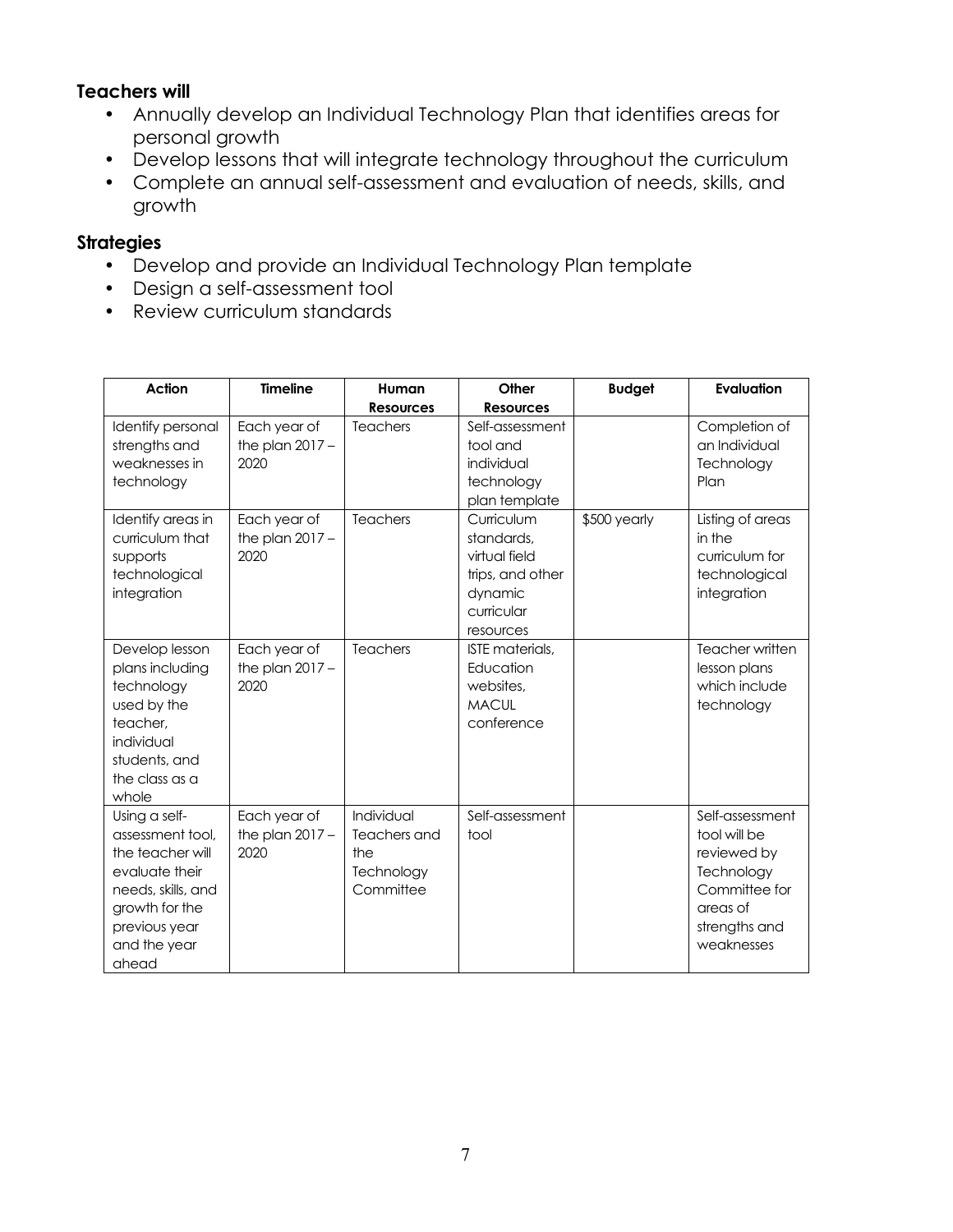### Teachers will

- Annually develop an Individual Technology Plan that identifies areas for personal growth
- Develop lessons that will integrate technology throughout the curriculum
- Complete an annual self-assessment and evaluation of needs, skills, and growth

### Strategies

- Develop and provide an Individual Technology Plan template
- Design a self-assessment tool
- Review curriculum standards

| Action | Timeline | Human Resources | Other Resources | Budget | Evaluation |
|---|---|---|---|---|---|
| Identify personal strengths and weaknesses in technology | Each year of the plan 2017 – 2020 | Teachers | Self-assessment tool and individual technology plan template | | Completion of an Individual Technology Plan |
| Identify areas in curriculum that supports technological integration | Each year of the plan 2017 – 2020 | Teachers | Curriculum standards, virtual field trips, and other dynamic curricular resources | $500 yearly | Listing of areas in the curriculum for technological integration |
| Develop lesson plans including technology used by the teacher, individual students, and the class as a whole | Each year of the plan 2017 – 2020 | Teachers | ISTE materials, Education websites, MACUL conference | | Teacher written lesson plans which include technology |
| Using a self-assessment tool, the teacher will evaluate their needs, skills, and growth for the previous year and the year ahead | Each year of the plan 2017 – 2020 | Individual Teachers and the Technology Committee | Self-assessment tool | | Self-assessment tool will be reviewed by Technology Committee for areas of strengths and weaknesses |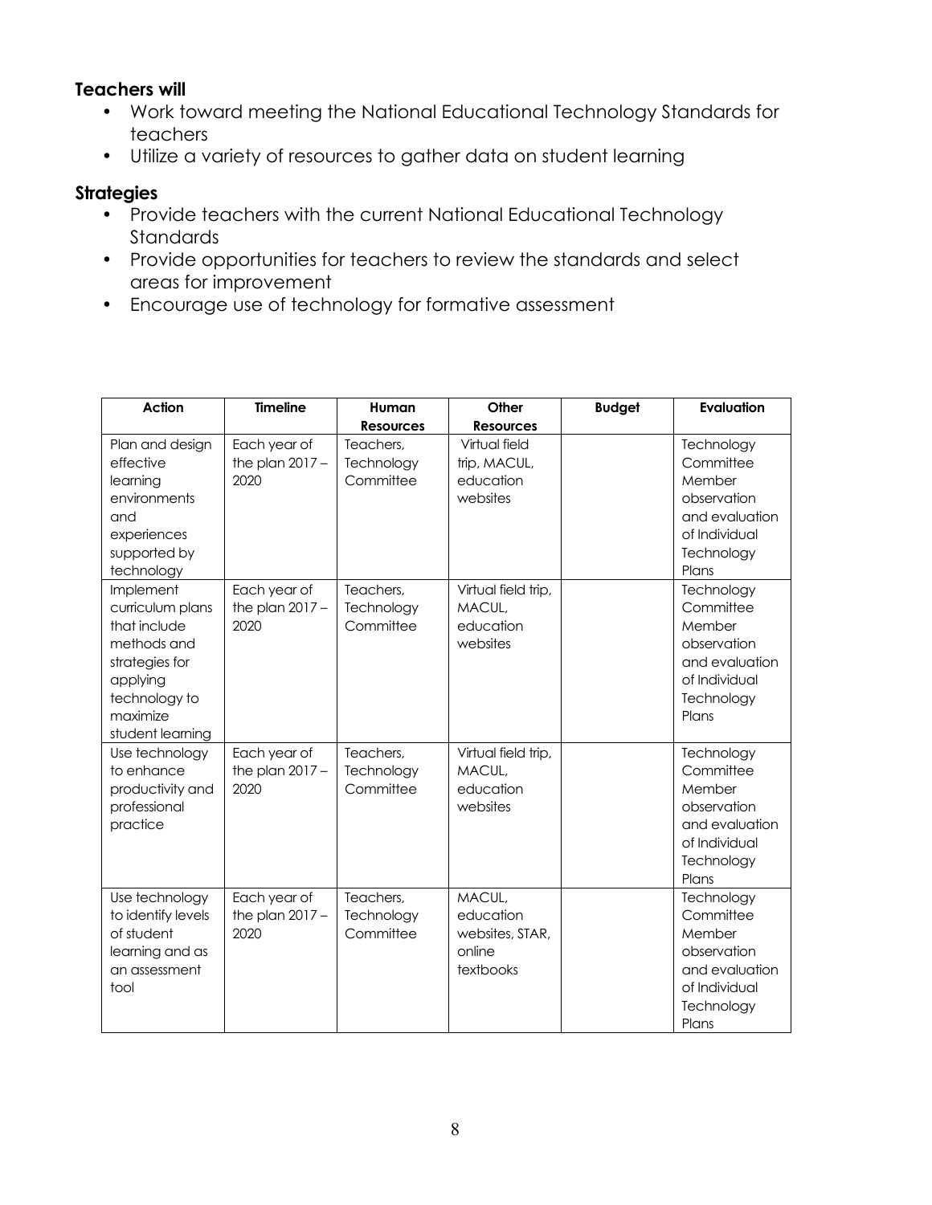**Teachers will**

- Work toward meeting the National Educational Technology Standards for teachers
- Utilize a variety of resources to gather data on student learning

**Strategies**

- Provide teachers with the current National Educational Technology Standards
- Provide opportunities for teachers to review the standards and select areas for improvement
- Encourage use of technology for formative assessment

| Action | Timeline | Human Resources | Other Resources | Budget | Evaluation |
|---|---|---|---|---|---|
| Plan and design effective learning environments and experiences supported by technology | Each year of the plan 2017 – 2020 | Teachers, Technology Committee | Virtual field trip, MACUL, education websites | | Technology Committee Member observation and evaluation of Individual Technology Plans |
| Implement curriculum plans that include methods and strategies for applying technology to maximize student learning | Each year of the plan 2017 – 2020 | Teachers, Technology Committee | Virtual field trip, MACUL, education websites | | Technology Committee Member observation and evaluation of Individual Technology Plans |
| Use technology to enhance productivity and professional practice | Each year of the plan 2017 – 2020 | Teachers, Technology Committee | Virtual field trip, MACUL, education websites | | Technology Committee Member observation and evaluation of Individual Technology Plans |
| Use technology to identify levels of student learning and as an assessment tool | Each year of the plan 2017 – 2020 | Teachers, Technology Committee | MACUL, education websites, STAR, online textbooks | | Technology Committee Member observation and evaluation of Individual Technology Plans |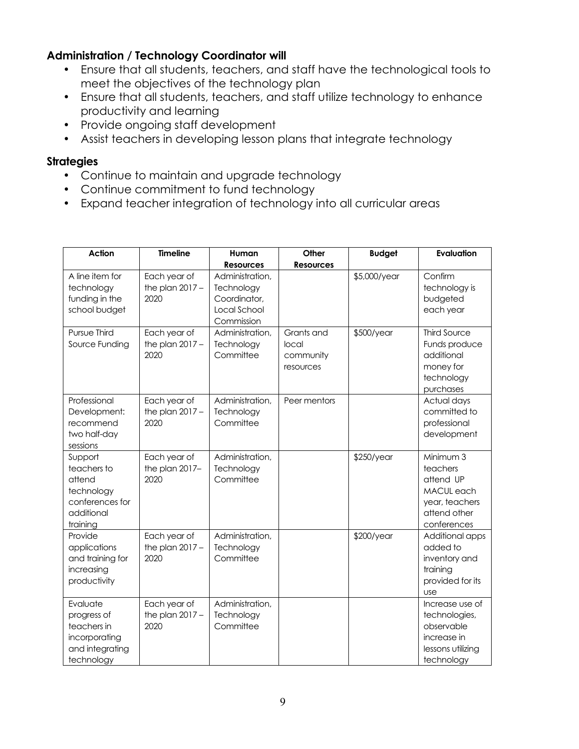### Administration / Technology Coordinator will

- Ensure that all students, teachers, and staff have the technological tools to meet the objectives of the technology plan
- Ensure that all students, teachers, and staff utilize technology to enhance productivity and learning
- Provide ongoing staff development
- Assist teachers in developing lesson plans that integrate technology

### Strategies

- Continue to maintain and upgrade technology
- Continue commitment to fund technology
- Expand teacher integration of technology into all curricular areas

| Action | Timeline | Human Resources | Other Resources | Budget | Evaluation |
|---|---|---|---|---|---|
| A line item for technology funding in the school budget | Each year of the plan 2017 – 2020 | Administration, Technology Coordinator, Local School Commission | | $5,000/year | Confirm technology is budgeted each year |
| Pursue Third Source Funding | Each year of the plan 2017 – 2020 | Administration, Technology Committee | Grants and local community resources | $500/year | Third Source Funds produce additional money for technology purchases |
| Professional Development: recommend two half-day sessions | Each year of the plan 2017 – 2020 | Administration, Technology Committee | Peer mentors | | Actual days committed to professional development |
| Support teachers to attend technology conferences for additional training | Each year of the plan 2017– 2020 | Administration, Technology Committee | | $250/year | Minimum 3 teachers attend UP MACUL each year, teachers attend other conferences |
| Provide applications and training for increasing productivity | Each year of the plan 2017 – 2020 | Administration, Technology Committee | | $200/year | Additional apps added to inventory and training provided for its use |
| Evaluate progress of teachers in incorporating and integrating technology | Each year of the plan 2017 – 2020 | Administration, Technology Committee | | | Increase use of technologies, observable increase in lessons utilizing technology |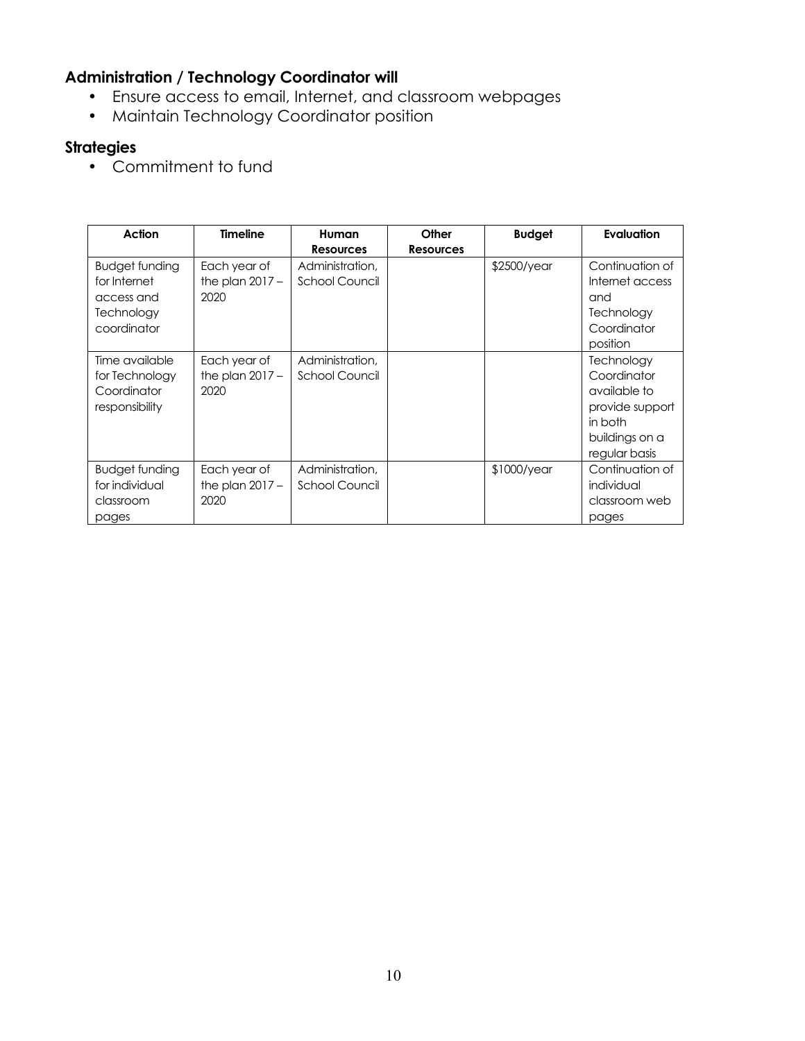### Administration / Technology Coordinator will

- Ensure access to email, Internet, and classroom webpages
- Maintain Technology Coordinator position

### Strategies

- Commitment to fund

| Action | Timeline | Human Resources | Other Resources | Budget | Evaluation |
|---|---|---|---|---|---|
| Budget funding for Internet access and Technology coordinator | Each year of the plan 2017 – 2020 | Administration, School Council | | \$2500/year | Continuation of Internet access and Technology Coordinator position |
| Time available for Technology Coordinator responsibility | Each year of the plan 2017 – 2020 | Administration, School Council | | | Technology Coordinator available to provide support in both buildings on a regular basis |
| Budget funding for individual classroom pages | Each year of the plan 2017 – 2020 | Administration, School Council | | \$1000/year | Continuation of individual classroom web pages |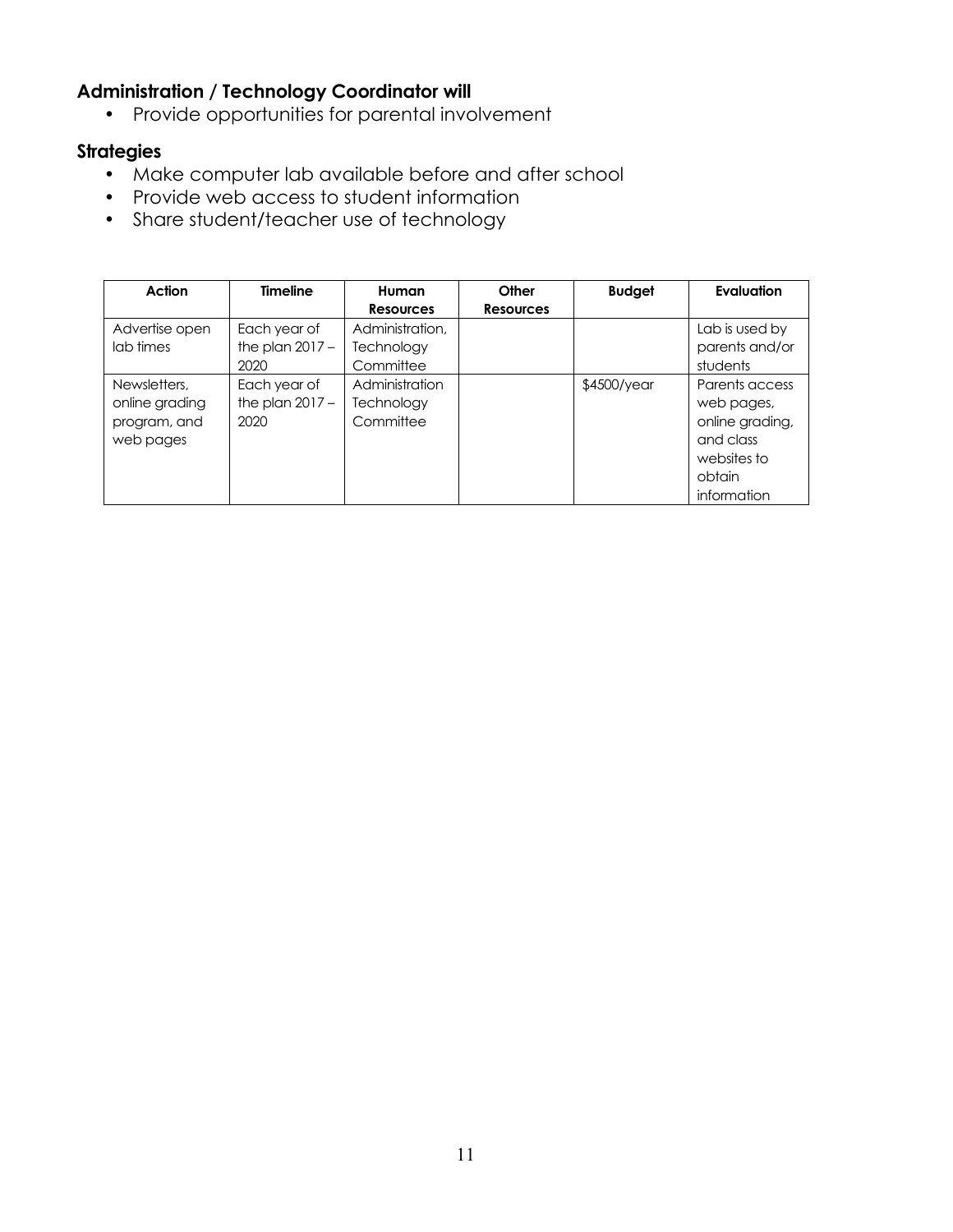### Administration / Technology Coordinator will

- Provide opportunities for parental involvement

### Strategies

- Make computer lab available before and after school
- Provide web access to student information
- Share student/teacher use of technology

| Action | Timeline | Human Resources | Other Resources | Budget | Evaluation |
|---|---|---|---|---|---|
| Advertise open lab times | Each year of the plan 2017 – 2020 | Administration, Technology Committee | | | Lab is used by parents and/or students |
| Newsletters, online grading program, and web pages | Each year of the plan 2017 – 2020 | Administration Technology Committee | | $4500/year | Parents access web pages, online grading, and class websites to obtain information |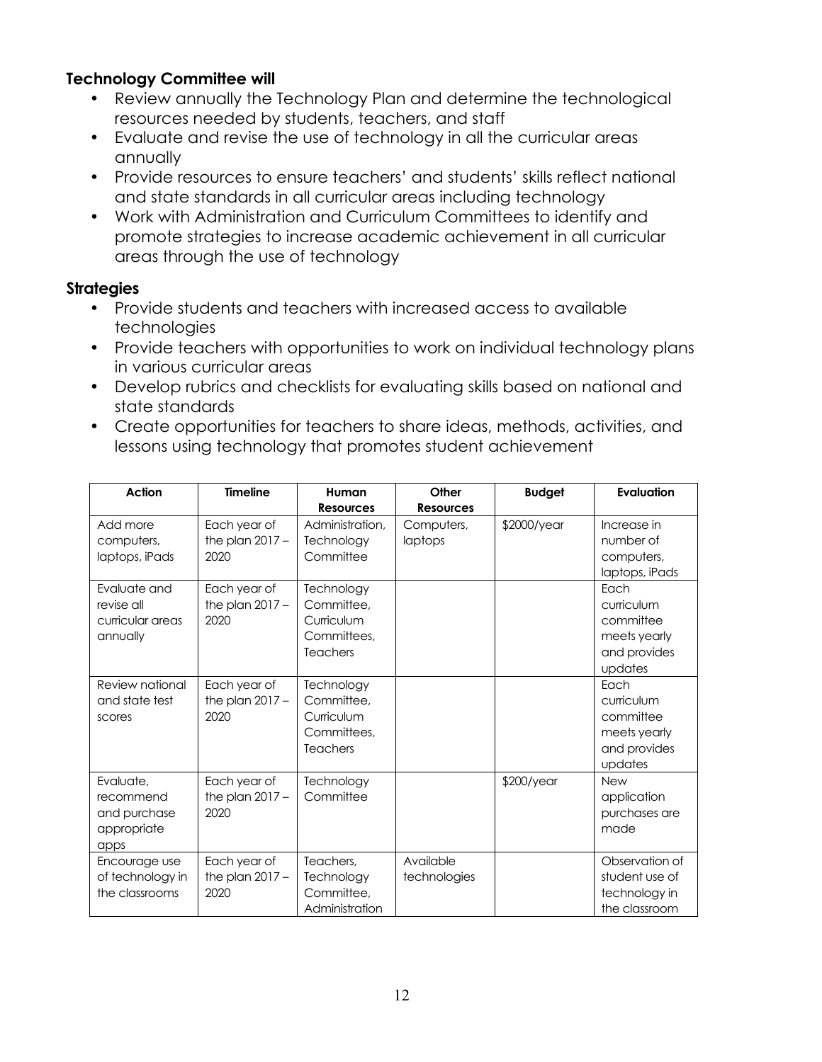### Technology Committee will

- Review annually the Technology Plan and determine the technological resources needed by students, teachers, and staff
- Evaluate and revise the use of technology in all the curricular areas annually
- Provide resources to ensure teachers' and students' skills reflect national and state standards in all curricular areas including technology
- Work with Administration and Curriculum Committees to identify and promote strategies to increase academic achievement in all curricular areas through the use of technology

### Strategies

- Provide students and teachers with increased access to available technologies
- Provide teachers with opportunities to work on individual technology plans in various curricular areas
- Develop rubrics and checklists for evaluating skills based on national and state standards
- Create opportunities for teachers to share ideas, methods, activities, and lessons using technology that promotes student achievement

| Action | Timeline | Human Resources | Other Resources | Budget | Evaluation |
|---|---|---|---|---|---|
| Add more computers, laptops, iPads | Each year of the plan 2017 – 2020 | Administration, Technology Committee | Computers, laptops | $2000/year | Increase in number of computers, laptops, iPads |
| Evaluate and revise all curricular areas annually | Each year of the plan 2017 – 2020 | Technology Committee, Curriculum Committees, Teachers | | | Each curriculum committee meets yearly and provides updates |
| Review national and state test scores | Each year of the plan 2017 – 2020 | Technology Committee, Curriculum Committees, Teachers | | | Each curriculum committee meets yearly and provides updates |
| Evaluate, recommend and purchase appropriate apps | Each year of the plan 2017 – 2020 | Technology Committee | | $200/year | New application purchases are made |
| Encourage use of technology in the classrooms | Each year of the plan 2017 – 2020 | Teachers, Technology Committee, Administration | Available technologies | | Observation of student use of technology in the classroom |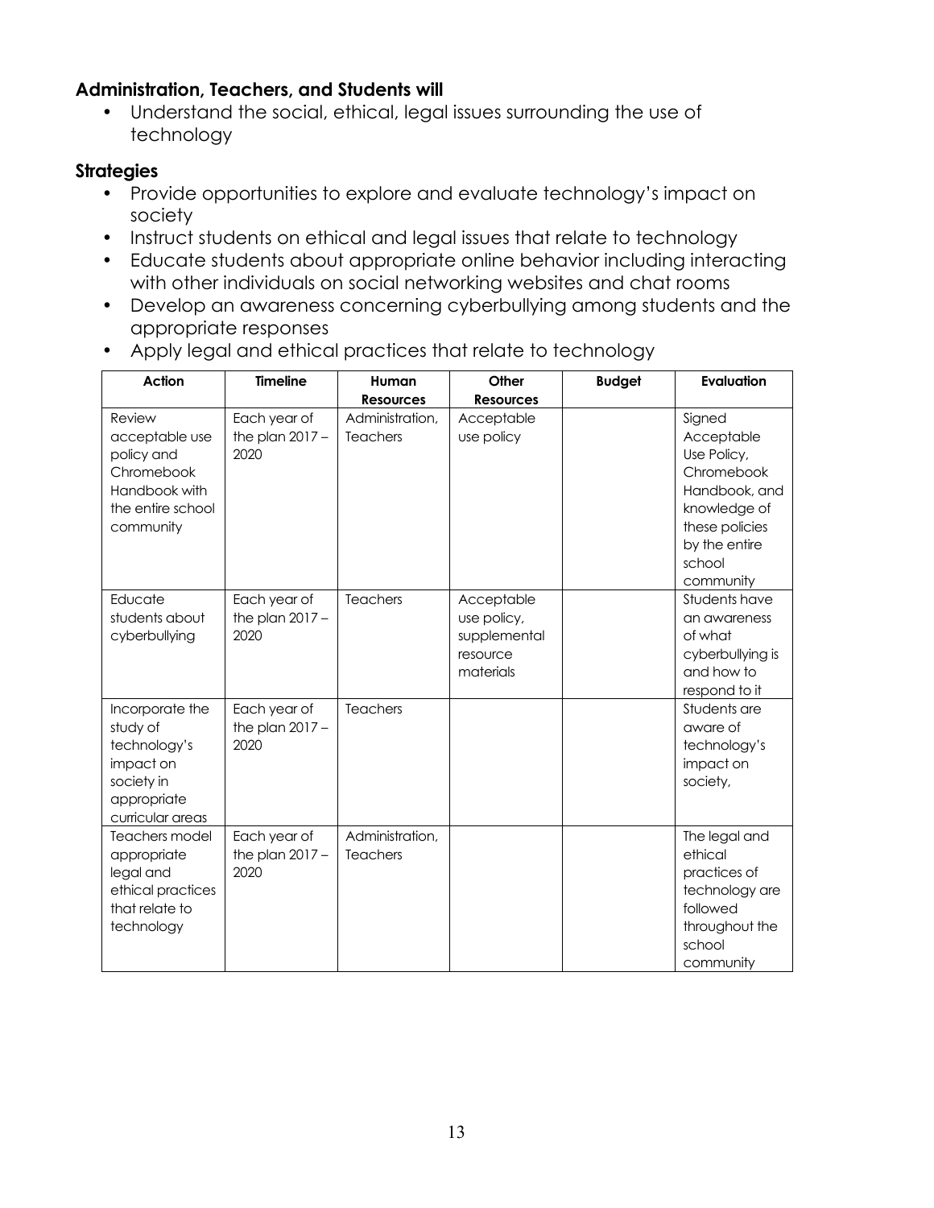**Administration, Teachers, and Students will**

- Understand the social, ethical, legal issues surrounding the use of technology

**Strategies**

- Provide opportunities to explore and evaluate technology's impact on society
- Instruct students on ethical and legal issues that relate to technology
- Educate students about appropriate online behavior including interacting with other individuals on social networking websites and chat rooms
- Develop an awareness concerning cyberbullying among students and the appropriate responses
- Apply legal and ethical practices that relate to technology

| Action | Timeline | Human Resources | Other Resources | Budget | Evaluation |
|---|---|---|---|---|---|
| Review acceptable use policy and Chromebook Handbook with the entire school community | Each year of the plan 2017 – 2020 | Administration, Teachers | Acceptable use policy | | Signed Acceptable Use Policy, Chromebook Handbook, and knowledge of these policies by the entire school community |
| Educate students about cyberbullying | Each year of the plan 2017 – 2020 | Teachers | Acceptable use policy, supplemental resource materials | | Students have an awareness of what cyberbullying is and how to respond to it |
| Incorporate the study of technology's impact on society in appropriate curricular areas | Each year of the plan 2017 – 2020 | Teachers | | | Students are aware of technology's impact on society, |
| Teachers model appropriate legal and ethical practices that relate to technology | Each year of the plan 2017 – 2020 | Administration, Teachers | | | The legal and ethical practices of technology are followed throughout the school community |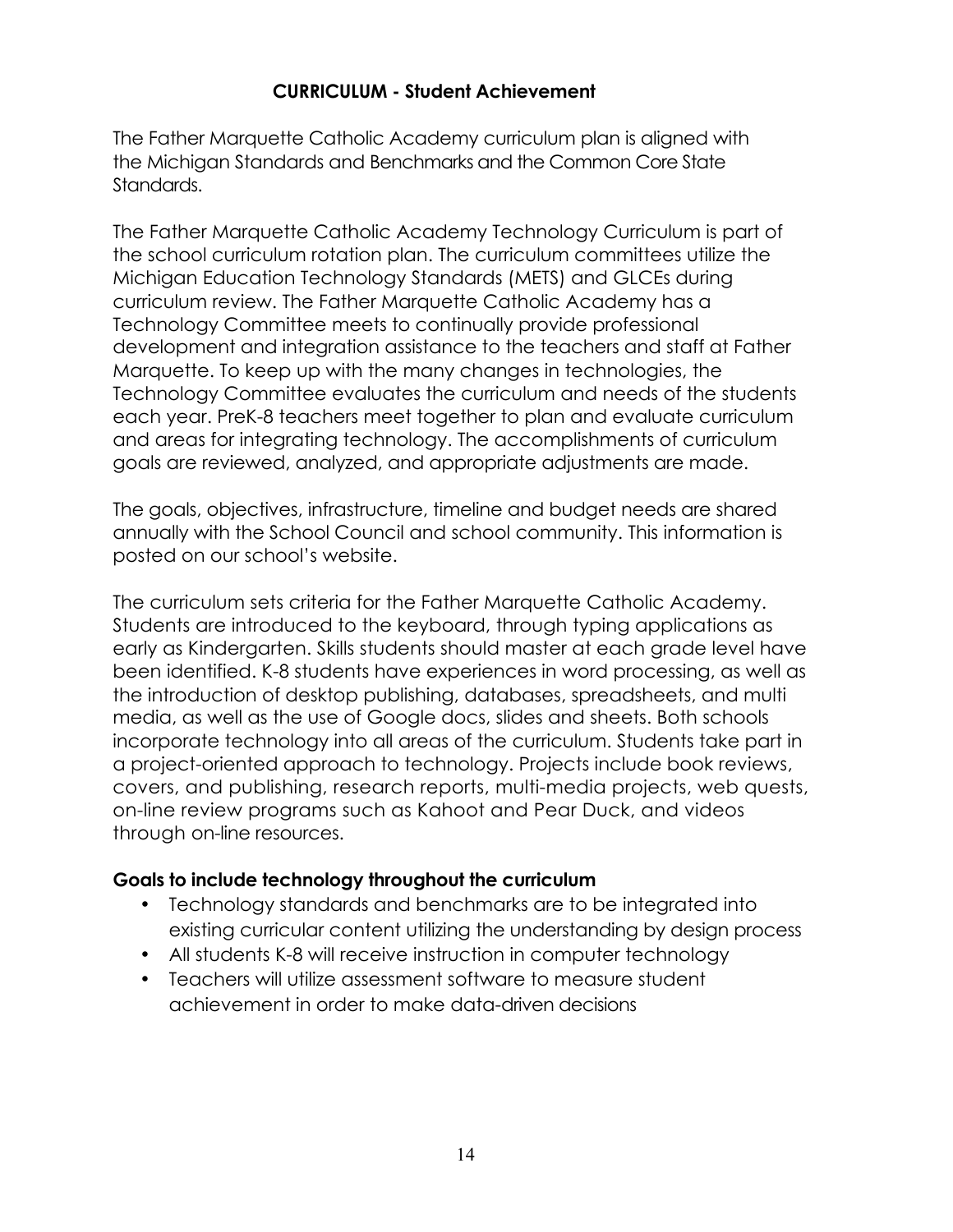## CURRICULUM - Student Achievement

The Father Marquette Catholic Academy curriculum plan is aligned with the Michigan Standards and Benchmarks and the Common Core State Standards.

The Father Marquette Catholic Academy Technology Curriculum is part of the school curriculum rotation plan. The curriculum committees utilize the Michigan Education Technology Standards (METS) and GLCEs during curriculum review. The Father Marquette Catholic Academy has a Technology Committee meets to continually provide professional development and integration assistance to the teachers and staff at Father Marquette. To keep up with the many changes in technologies, the Technology Committee evaluates the curriculum and needs of the students each year. PreK-8 teachers meet together to plan and evaluate curriculum and areas for integrating technology. The accomplishments of curriculum goals are reviewed, analyzed, and appropriate adjustments are made.

The goals, objectives, infrastructure, timeline and budget needs are shared annually with the School Council and school community. This information is posted on our school's website.

The curriculum sets criteria for the Father Marquette Catholic Academy. Students are introduced to the keyboard, through typing applications as early as Kindergarten. Skills students should master at each grade level have been identified. K-8 students have experiences in word processing, as well as the introduction of desktop publishing, databases, spreadsheets, and multi media, as well as the use of Google docs, slides and sheets. Both schools incorporate technology into all areas of the curriculum. Students take part in a project-oriented approach to technology. Projects include book reviews, covers, and publishing, research reports, multi-media projects, web quests, on-line review programs such as Kahoot and Pear Duck, and videos through on-line resources.

**Goals to include technology throughout the curriculum**

- Technology standards and benchmarks are to be integrated into existing curricular content utilizing the understanding by design process
- All students K-8 will receive instruction in computer technology
- Teachers will utilize assessment software to measure student achievement in order to make data-driven decisions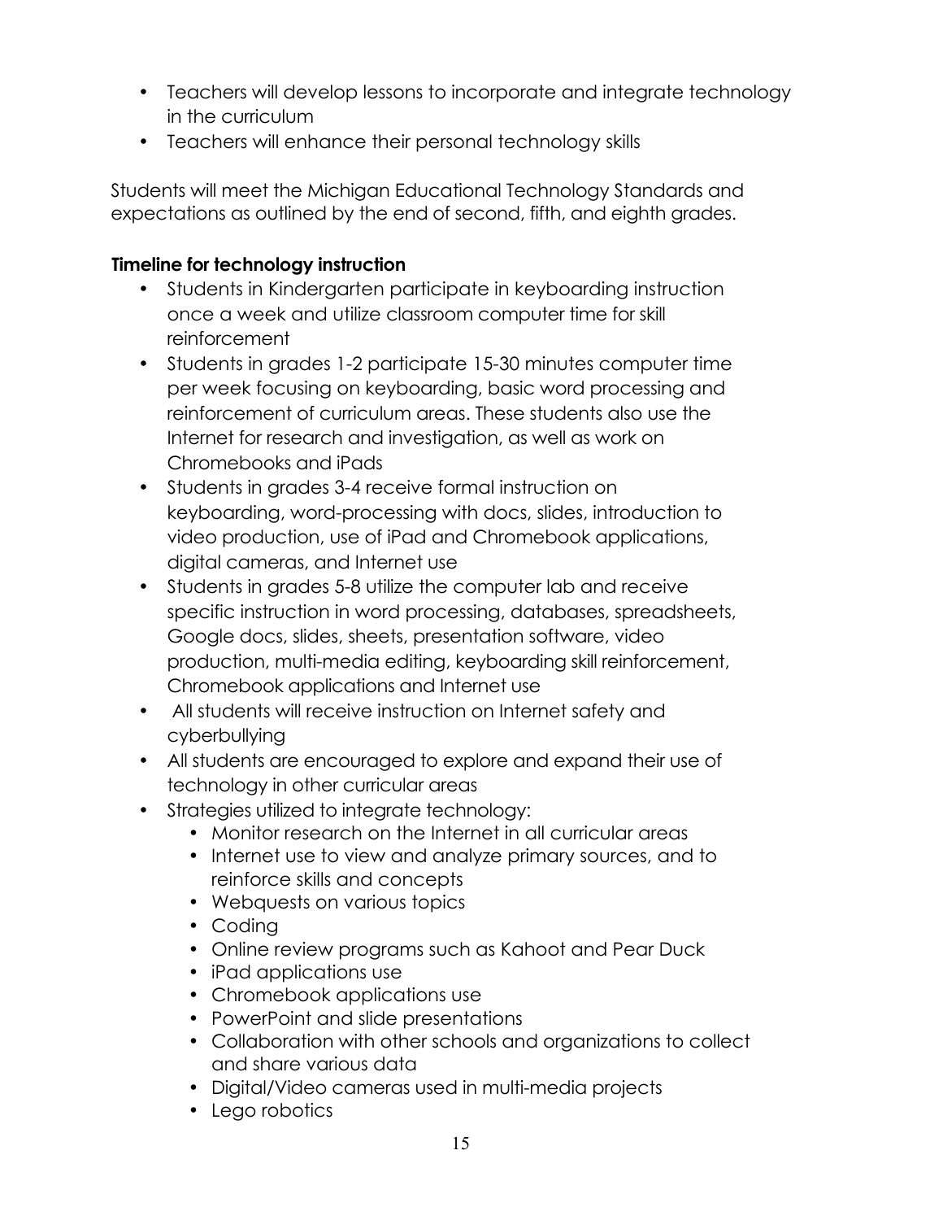- Teachers will develop lessons to incorporate and integrate technology in the curriculum
- Teachers will enhance their personal technology skills

Students will meet the Michigan Educational Technology Standards and expectations as outlined by the end of second, fifth, and eighth grades.

**Timeline for technology instruction**

- Students in Kindergarten participate in keyboarding instruction once a week and utilize classroom computer time for skill reinforcement
- Students in grades 1-2 participate 15-30 minutes computer time per week focusing on keyboarding, basic word processing and reinforcement of curriculum areas. These students also use the Internet for research and investigation, as well as work on Chromebooks and iPads
- Students in grades 3-4 receive formal instruction on keyboarding, word-processing with docs, slides, introduction to video production, use of iPad and Chromebook applications, digital cameras, and Internet use
- Students in grades 5-8 utilize the computer lab and receive specific instruction in word processing, databases, spreadsheets, Google docs, slides, sheets, presentation software, video production, multi-media editing, keyboarding skill reinforcement, Chromebook applications and Internet use
- All students will receive instruction on Internet safety and cyberbullying
- All students are encouraged to explore and expand their use of technology in other curricular areas
- Strategies utilized to integrate technology:
  - Monitor research on the Internet in all curricular areas
  - Internet use to view and analyze primary sources, and to reinforce skills and concepts
  - Webquests on various topics
  - Coding
  - Online review programs such as Kahoot and Pear Duck
  - iPad applications use
  - Chromebook applications use
  - PowerPoint and slide presentations
  - Collaboration with other schools and organizations to collect and share various data
  - Digital/Video cameras used in multi-media projects
  - Lego robotics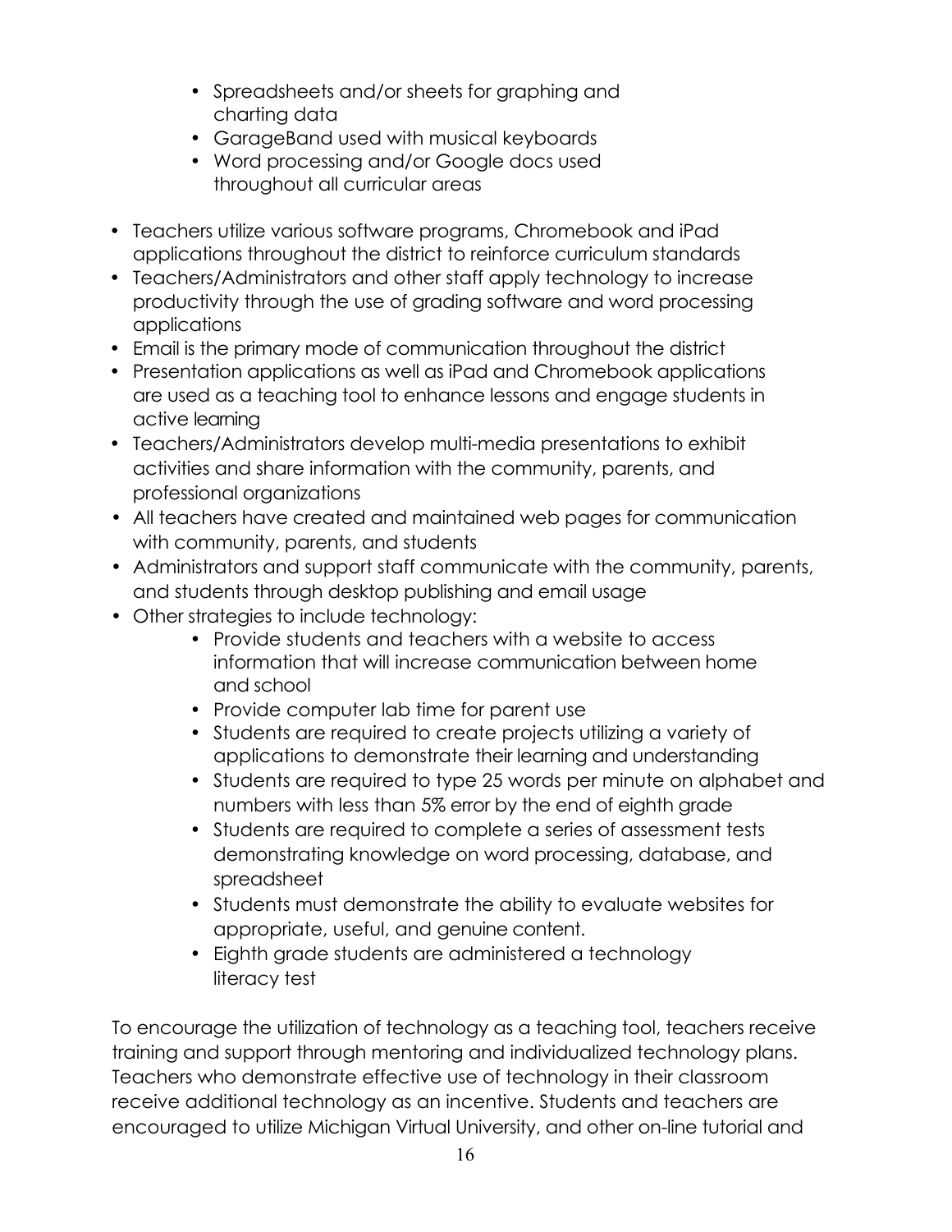- Spreadsheets and/or sheets for graphing and charting data
  - GarageBand used with musical keyboards
  - Word processing and/or Google docs used throughout all curricular areas

- Teachers utilize various software programs, Chromebook and iPad applications throughout the district to reinforce curriculum standards
- Teachers/Administrators and other staff apply technology to increase productivity through the use of grading software and word processing applications
- Email is the primary mode of communication throughout the district
- Presentation applications as well as iPad and Chromebook applications are used as a teaching tool to enhance lessons and engage students in active learning
- Teachers/Administrators develop multi-media presentations to exhibit activities and share information with the community, parents, and professional organizations
- All teachers have created and maintained web pages for communication with community, parents, and students
- Administrators and support staff communicate with the community, parents, and students through desktop publishing and email usage
- Other strategies to include technology:
  - Provide students and teachers with a website to access information that will increase communication between home and school
  - Provide computer lab time for parent use
  - Students are required to create projects utilizing a variety of applications to demonstrate their learning and understanding
  - Students are required to type 25 words per minute on alphabet and numbers with less than 5% error by the end of eighth grade
  - Students are required to complete a series of assessment tests demonstrating knowledge on word processing, database, and spreadsheet
  - Students must demonstrate the ability to evaluate websites for appropriate, useful, and genuine content.
  - Eighth grade students are administered a technology literacy test

To encourage the utilization of technology as a teaching tool, teachers receive training and support through mentoring and individualized technology plans. Teachers who demonstrate effective use of technology in their classroom receive additional technology as an incentive. Students and teachers are encouraged to utilize Michigan Virtual University, and other on-line tutorial and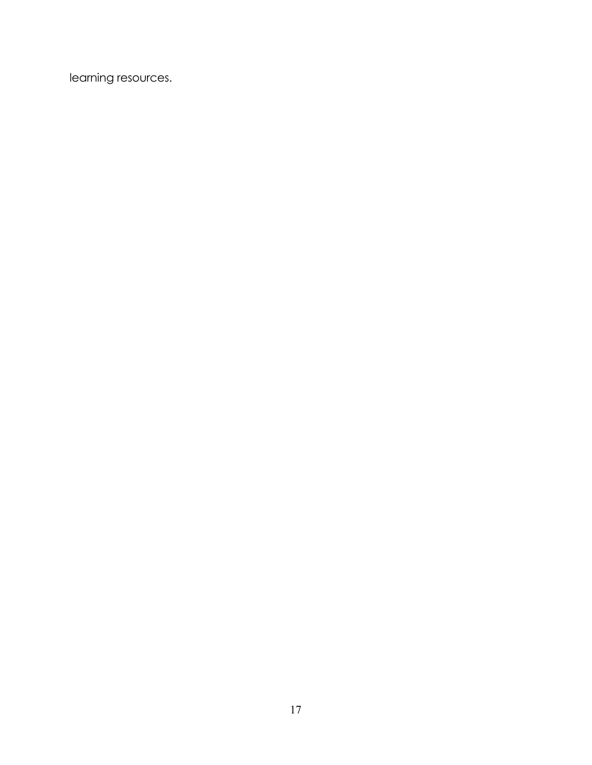learning resources.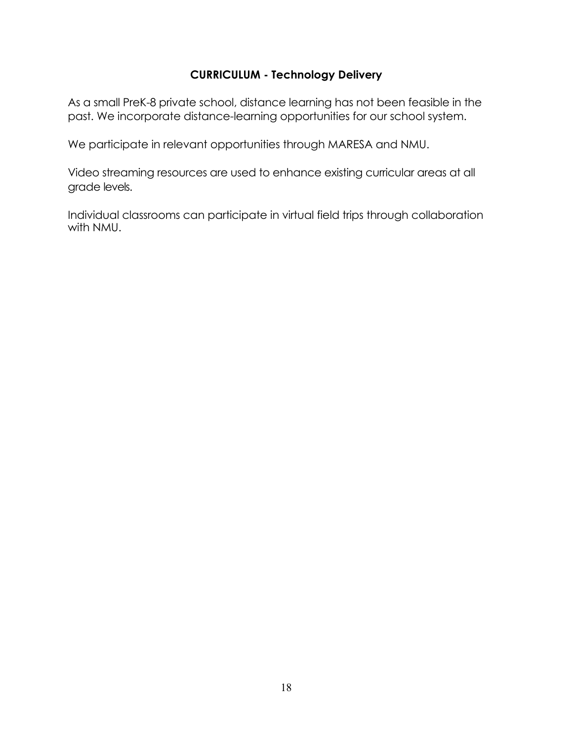## CURRICULUM - Technology Delivery

As a small PreK-8 private school, distance learning has not been feasible in the past. We incorporate distance-learning opportunities for our school system.

We participate in relevant opportunities through MARESA and NMU.

Video streaming resources are used to enhance existing curricular areas at all grade levels.

Individual classrooms can participate in virtual field trips through collaboration with NMU.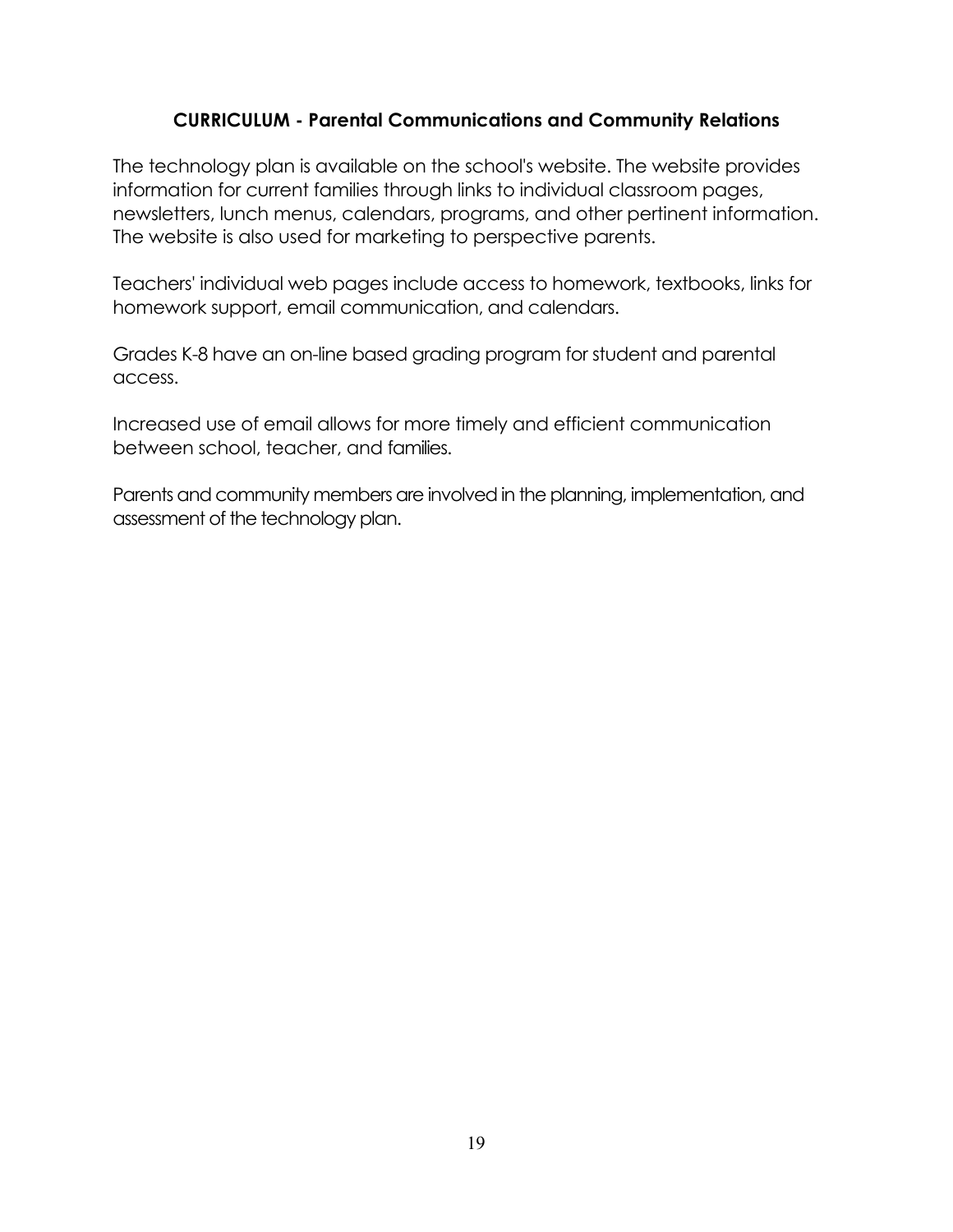## CURRICULUM - Parental Communications and Community Relations

The technology plan is available on the school's website. The website provides information for current families through links to individual classroom pages, newsletters, lunch menus, calendars, programs, and other pertinent information. The website is also used for marketing to perspective parents.

Teachers' individual web pages include access to homework, textbooks, links for homework support, email communication, and calendars.

Grades K-8 have an on-line based grading program for student and parental access.

Increased use of email allows for more timely and efficient communication between school, teacher, and families.

Parents and community members are involved in the planning, implementation, and assessment of the technology plan.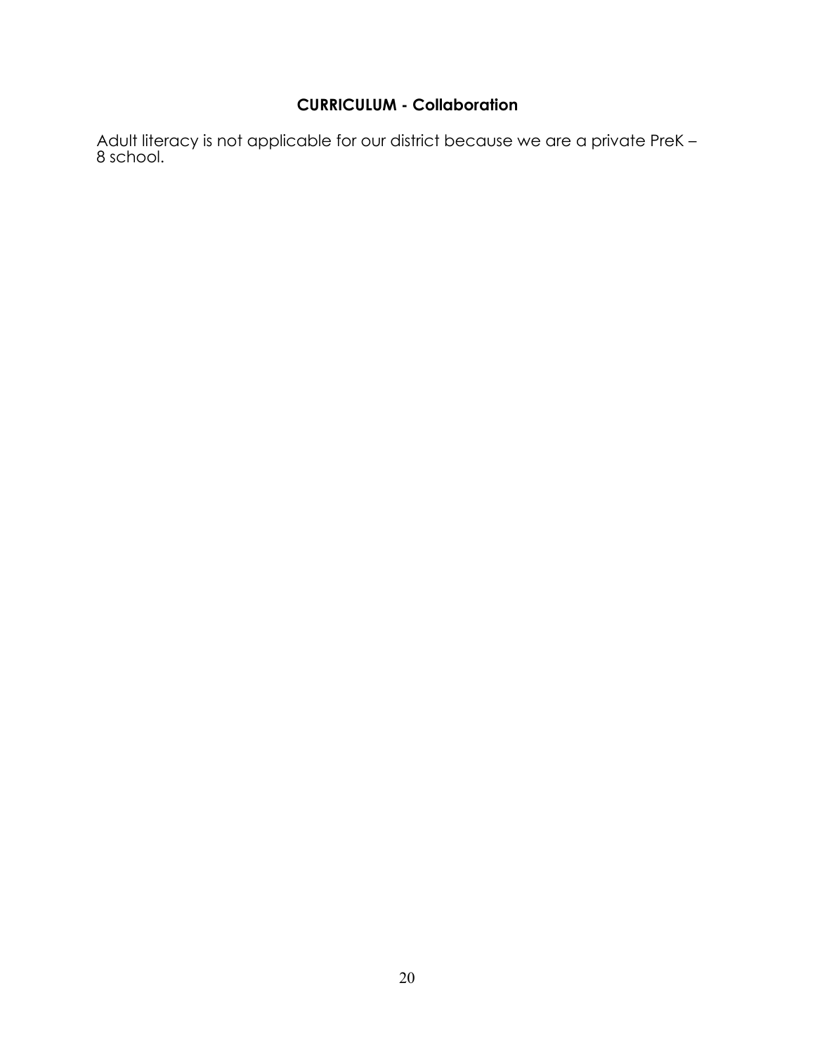## CURRICULUM - Collaboration

Adult literacy is not applicable for our district because we are a private PreK – 8 school.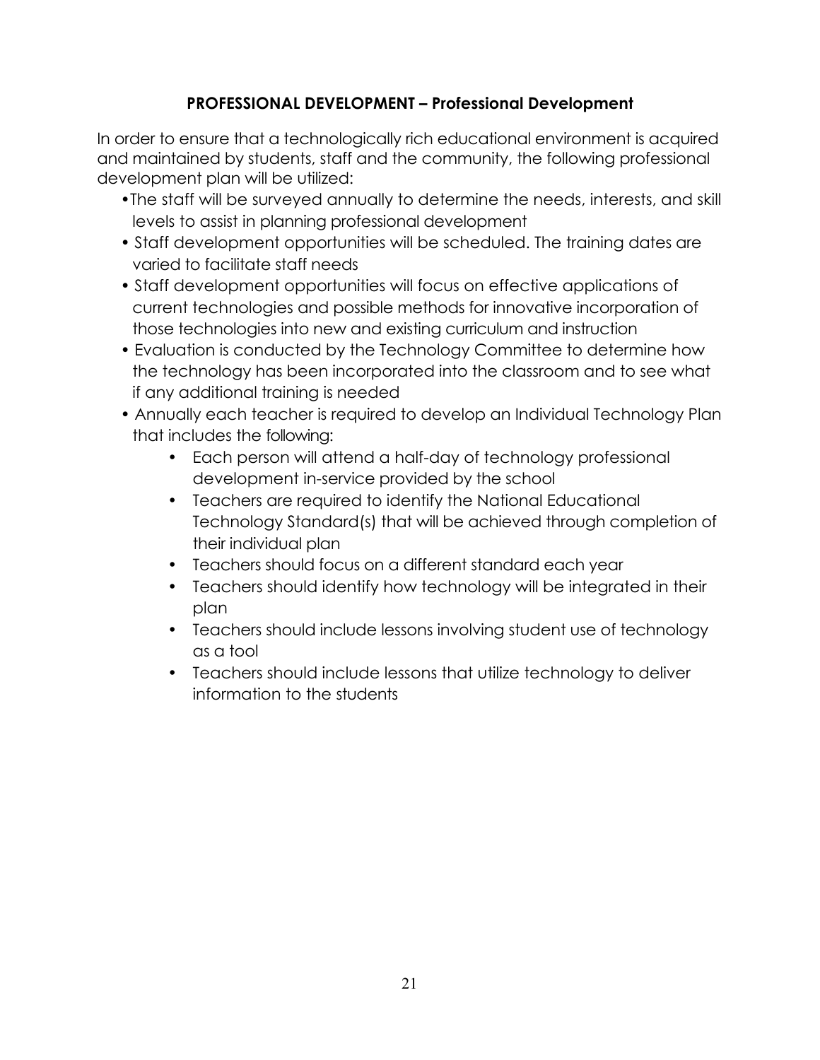## PROFESSIONAL DEVELOPMENT – Professional Development

In order to ensure that a technologically rich educational environment is acquired and maintained by students, staff and the community, the following professional development plan will be utilized:

- The staff will be surveyed annually to determine the needs, interests, and skill levels to assist in planning professional development
- Staff development opportunities will be scheduled. The training dates are varied to facilitate staff needs
- Staff development opportunities will focus on effective applications of current technologies and possible methods for innovative incorporation of those technologies into new and existing curriculum and instruction
- Evaluation is conducted by the Technology Committee to determine how the technology has been incorporated into the classroom and to see what if any additional training is needed
- Annually each teacher is required to develop an Individual Technology Plan that includes the following:
    - Each person will attend a half-day of technology professional development in-service provided by the school
    - Teachers are required to identify the National Educational Technology Standard(s) that will be achieved through completion of their individual plan
    - Teachers should focus on a different standard each year
    - Teachers should identify how technology will be integrated in their plan
    - Teachers should include lessons involving student use of technology as a tool
    - Teachers should include lessons that utilize technology to deliver information to the students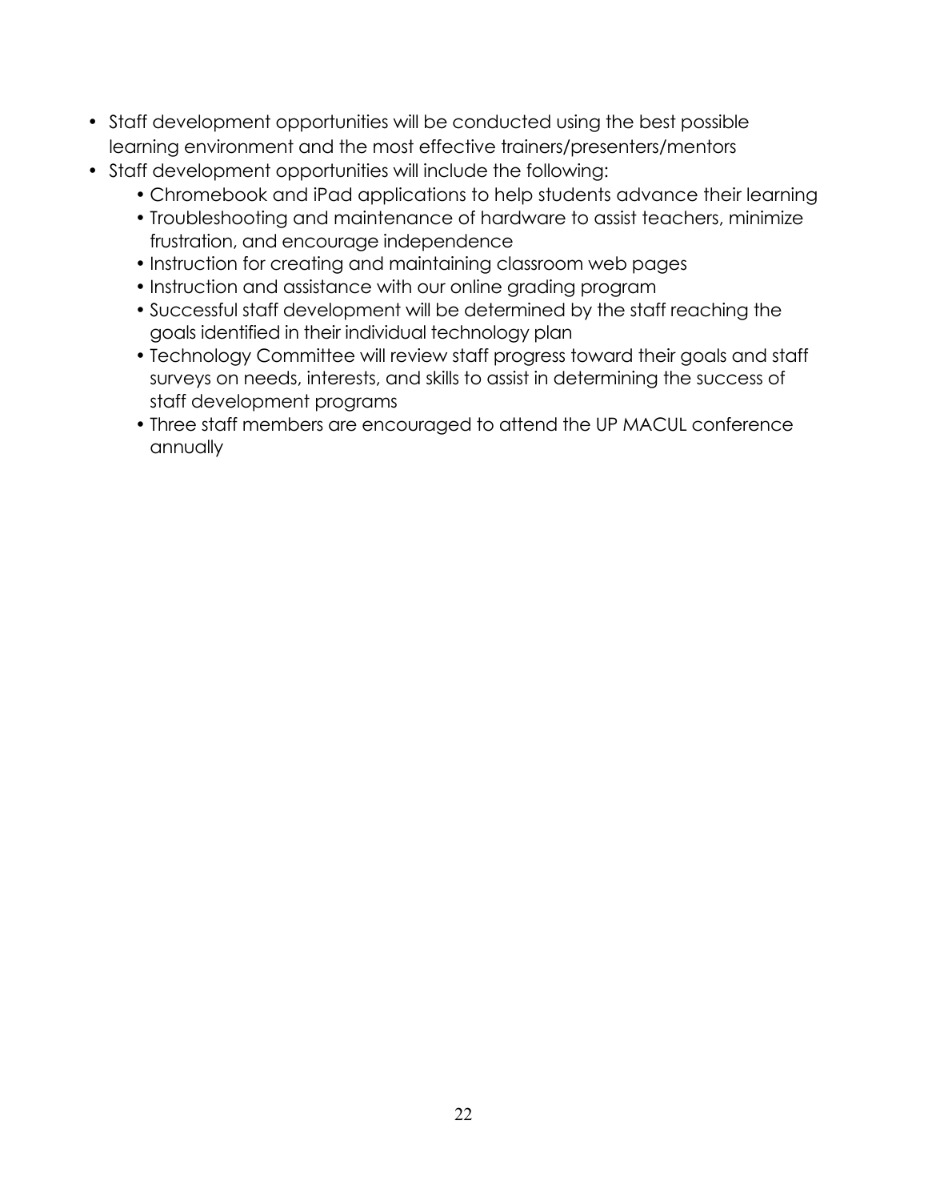- Staff development opportunities will be conducted using the best possible learning environment and the most effective trainers/presenters/mentors
- Staff development opportunities will include the following:
  - Chromebook and iPad applications to help students advance their learning
  - Troubleshooting and maintenance of hardware to assist teachers, minimize frustration, and encourage independence
  - Instruction for creating and maintaining classroom web pages
  - Instruction and assistance with our online grading program
  - Successful staff development will be determined by the staff reaching the goals identified in their individual technology plan
  - Technology Committee will review staff progress toward their goals and staff surveys on needs, interests, and skills to assist in determining the success of staff development programs
  - Three staff members are encouraged to attend the UP MACUL conference annually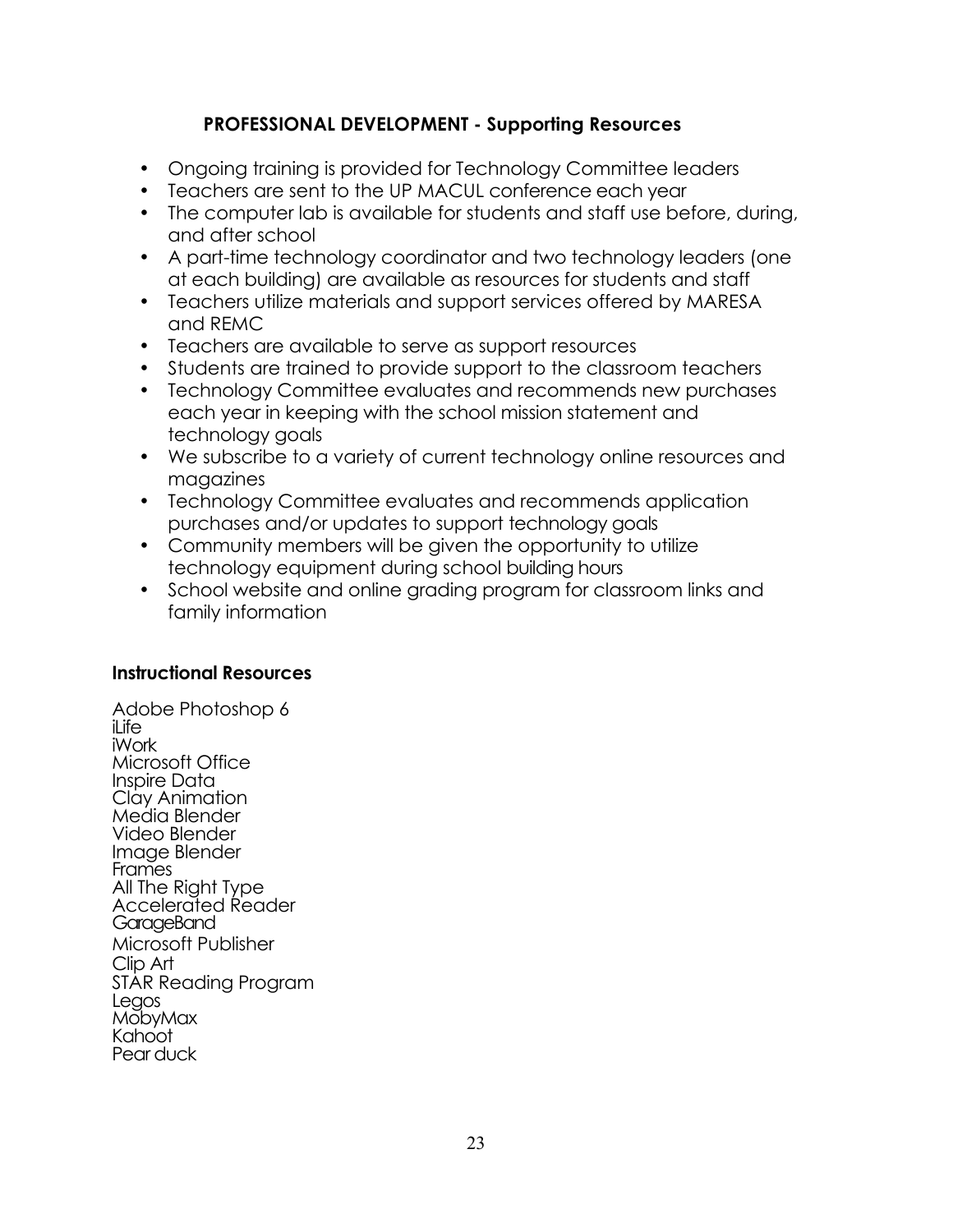## PROFESSIONAL DEVELOPMENT - Supporting Resources

- Ongoing training is provided for Technology Committee leaders
- Teachers are sent to the UP MACUL conference each year
- The computer lab is available for students and staff use before, during, and after school
- A part-time technology coordinator and two technology leaders (one at each building) are available as resources for students and staff
- Teachers utilize materials and support services offered by MARESA and REMC
- Teachers are available to serve as support resources
- Students are trained to provide support to the classroom teachers
- Technology Committee evaluates and recommends new purchases each year in keeping with the school mission statement and technology goals
- We subscribe to a variety of current technology online resources and magazines
- Technology Committee evaluates and recommends application purchases and/or updates to support technology goals
- Community members will be given the opportunity to utilize technology equipment during school building hours
- School website and online grading program for classroom links and family information

### Instructional Resources

Adobe Photoshop 6
iLife
iWork
Microsoft Office
Inspire Data
Clay Animation
Media Blender
Video Blender
Image Blender
Frames
All The Right Type
Accelerated Reader
GarageBand
Microsoft Publisher
Clip Art
STAR Reading Program
Legos
MobyMax
Kahoot
Pear duck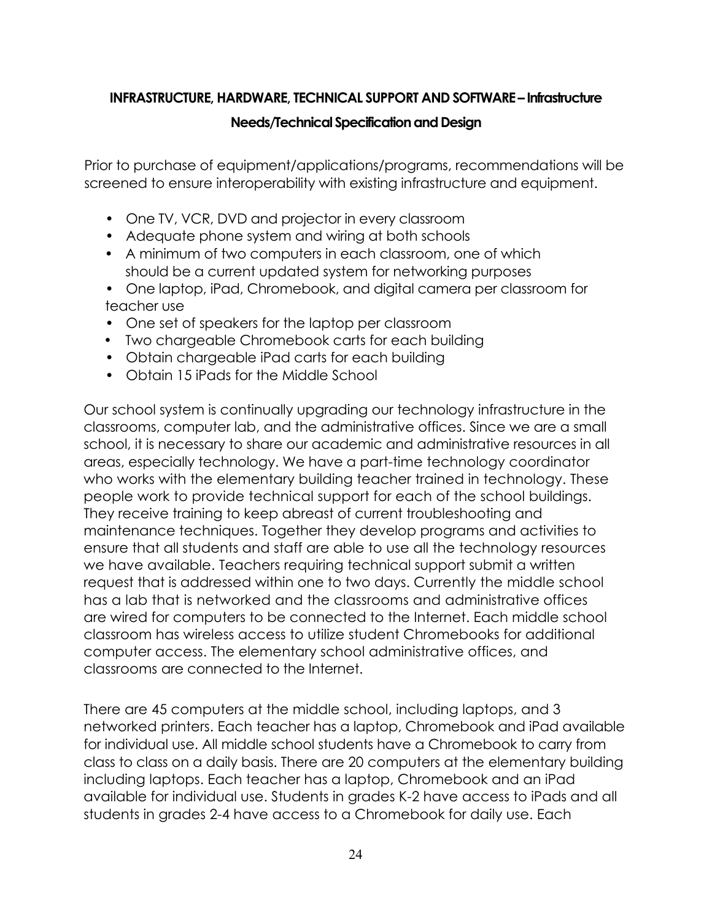## INFRASTRUCTURE, HARDWARE, TECHNICAL SUPPORT AND SOFTWARE – Infrastructure Needs/Technical Specification and Design

Prior to purchase of equipment/applications/programs, recommendations will be screened to ensure interoperability with existing infrastructure and equipment.

- One TV, VCR, DVD and projector in every classroom
- Adequate phone system and wiring at both schools
- A minimum of two computers in each classroom, one of which should be a current updated system for networking purposes
- One laptop, iPad, Chromebook, and digital camera per classroom for teacher use
- One set of speakers for the laptop per classroom
- Two chargeable Chromebook carts for each building
- Obtain chargeable iPad carts for each building
- Obtain 15 iPads for the Middle School

Our school system is continually upgrading our technology infrastructure in the classrooms, computer lab, and the administrative offices. Since we are a small school, it is necessary to share our academic and administrative resources in all areas, especially technology. We have a part-time technology coordinator who works with the elementary building teacher trained in technology. These people work to provide technical support for each of the school buildings. They receive training to keep abreast of current troubleshooting and maintenance techniques. Together they develop programs and activities to ensure that all students and staff are able to use all the technology resources we have available. Teachers requiring technical support submit a written request that is addressed within one to two days. Currently the middle school has a lab that is networked and the classrooms and administrative offices are wired for computers to be connected to the Internet. Each middle school classroom has wireless access to utilize student Chromebooks for additional computer access. The elementary school administrative offices, and classrooms are connected to the Internet.

There are 45 computers at the middle school, including laptops, and 3 networked printers. Each teacher has a laptop, Chromebook and iPad available for individual use. All middle school students have a Chromebook to carry from class to class on a daily basis. There are 20 computers at the elementary building including laptops. Each teacher has a laptop, Chromebook and an iPad available for individual use. Students in grades K-2 have access to iPads and all students in grades 2-4 have access to a Chromebook for daily use. Each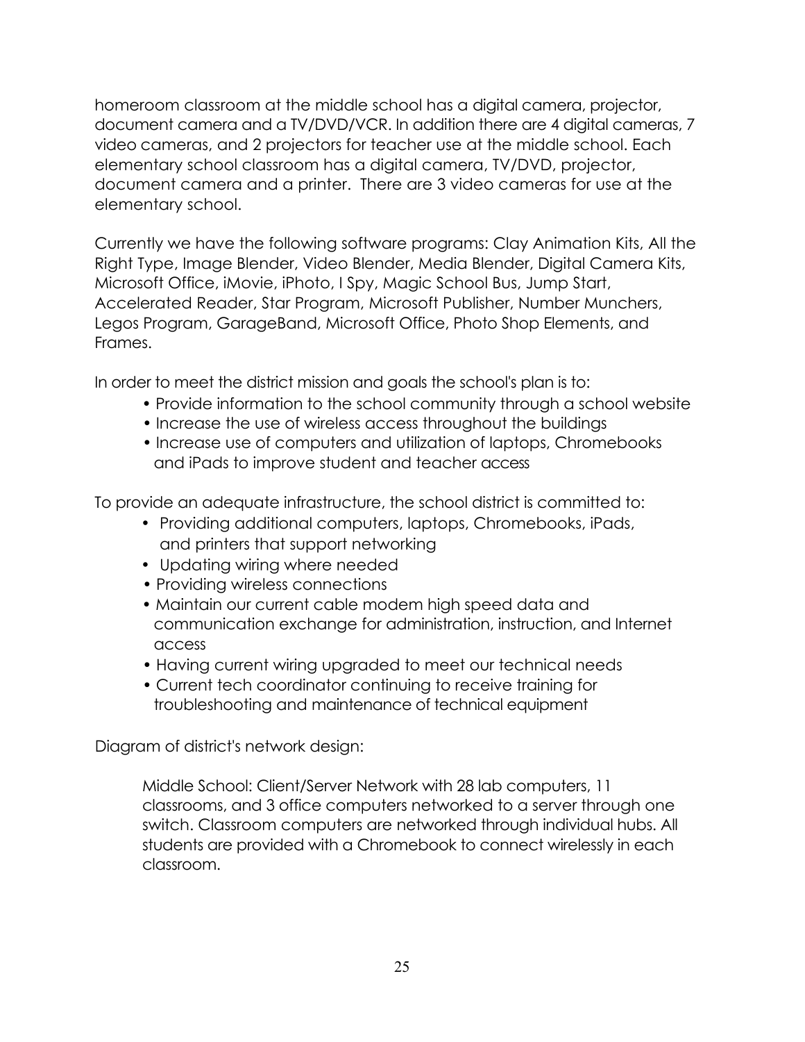homeroom classroom at the middle school has a digital camera, projector, document camera and a TV/DVD/VCR. In addition there are 4 digital cameras, 7 video cameras, and 2 projectors for teacher use at the middle school. Each elementary school classroom has a digital camera, TV/DVD, projector, document camera and a printer. There are 3 video cameras for use at the elementary school.

Currently we have the following software programs: Clay Animation Kits, All the Right Type, Image Blender, Video Blender, Media Blender, Digital Camera Kits, Microsoft Office, iMovie, iPhoto, I Spy, Magic School Bus, Jump Start, Accelerated Reader, Star Program, Microsoft Publisher, Number Munchers, Legos Program, GarageBand, Microsoft Office, Photo Shop Elements, and Frames.

In order to meet the district mission and goals the school's plan is to:

- Provide information to the school community through a school website
- Increase the use of wireless access throughout the buildings
- Increase use of computers and utilization of laptops, Chromebooks and iPads to improve student and teacher access

To provide an adequate infrastructure, the school district is committed to:

- Providing additional computers, laptops, Chromebooks, iPads, and printers that support networking
- Updating wiring where needed
- Providing wireless connections
- Maintain our current cable modem high speed data and communication exchange for administration, instruction, and Internet access
- Having current wiring upgraded to meet our technical needs
- Current tech coordinator continuing to receive training for troubleshooting and maintenance of technical equipment

Diagram of district's network design:

Middle School: Client/Server Network with 28 lab computers, 11 classrooms, and 3 office computers networked to a server through one switch. Classroom computers are networked through individual hubs. All students are provided with a Chromebook to connect wirelessly in each classroom.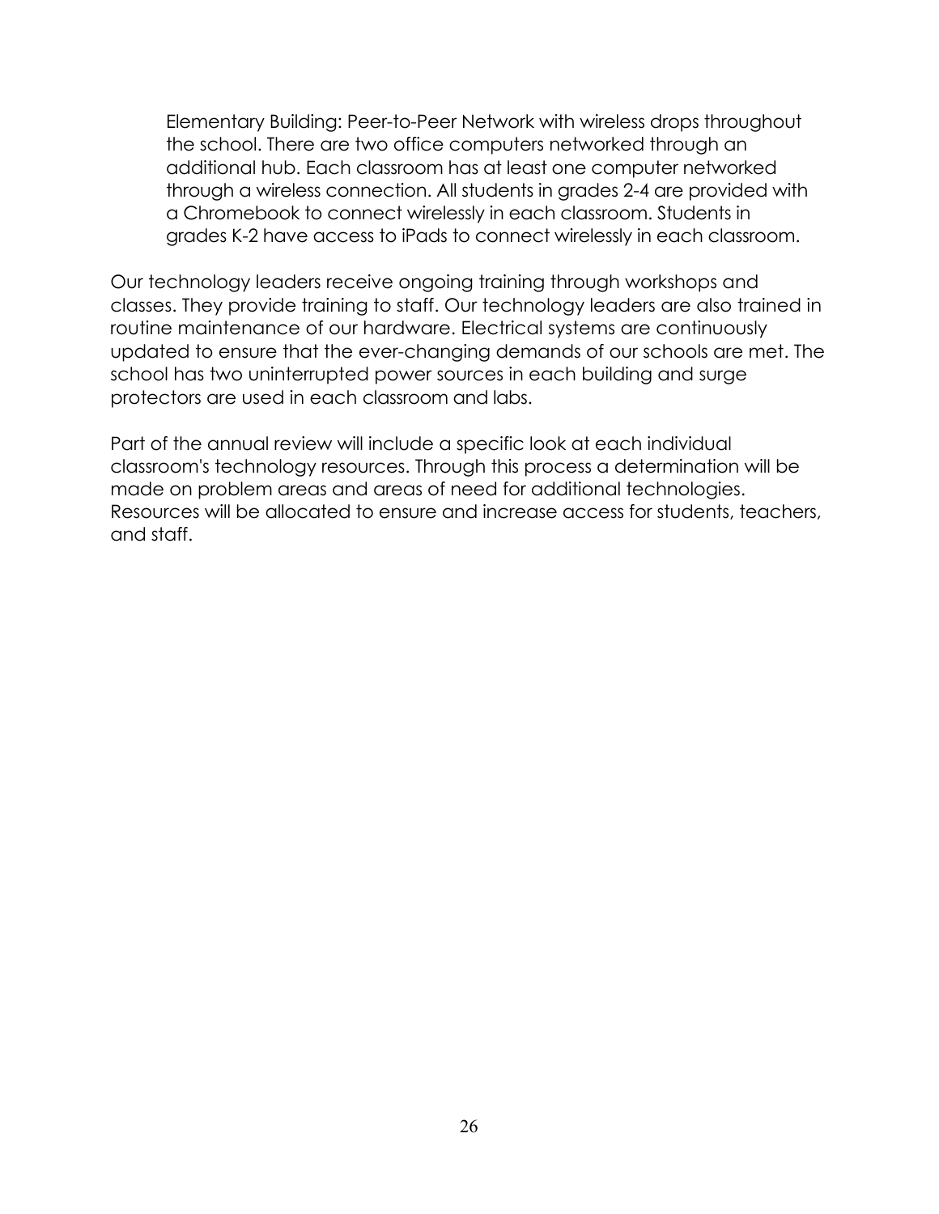Elementary Building: Peer-to-Peer Network with wireless drops throughout the school. There are two office computers networked through an additional hub. Each classroom has at least one computer networked through a wireless connection. All students in grades 2-4 are provided with a Chromebook to connect wirelessly in each classroom. Students in grades K-2 have access to iPads to connect wirelessly in each classroom.

Our technology leaders receive ongoing training through workshops and classes. They provide training to staff. Our technology leaders are also trained in routine maintenance of our hardware. Electrical systems are continuously updated to ensure that the ever-changing demands of our schools are met. The school has two uninterrupted power sources in each building and surge protectors are used in each classroom and labs.

Part of the annual review will include a specific look at each individual classroom's technology resources. Through this process a determination will be made on problem areas and areas of need for additional technologies. Resources will be allocated to ensure and increase access for students, teachers, and staff.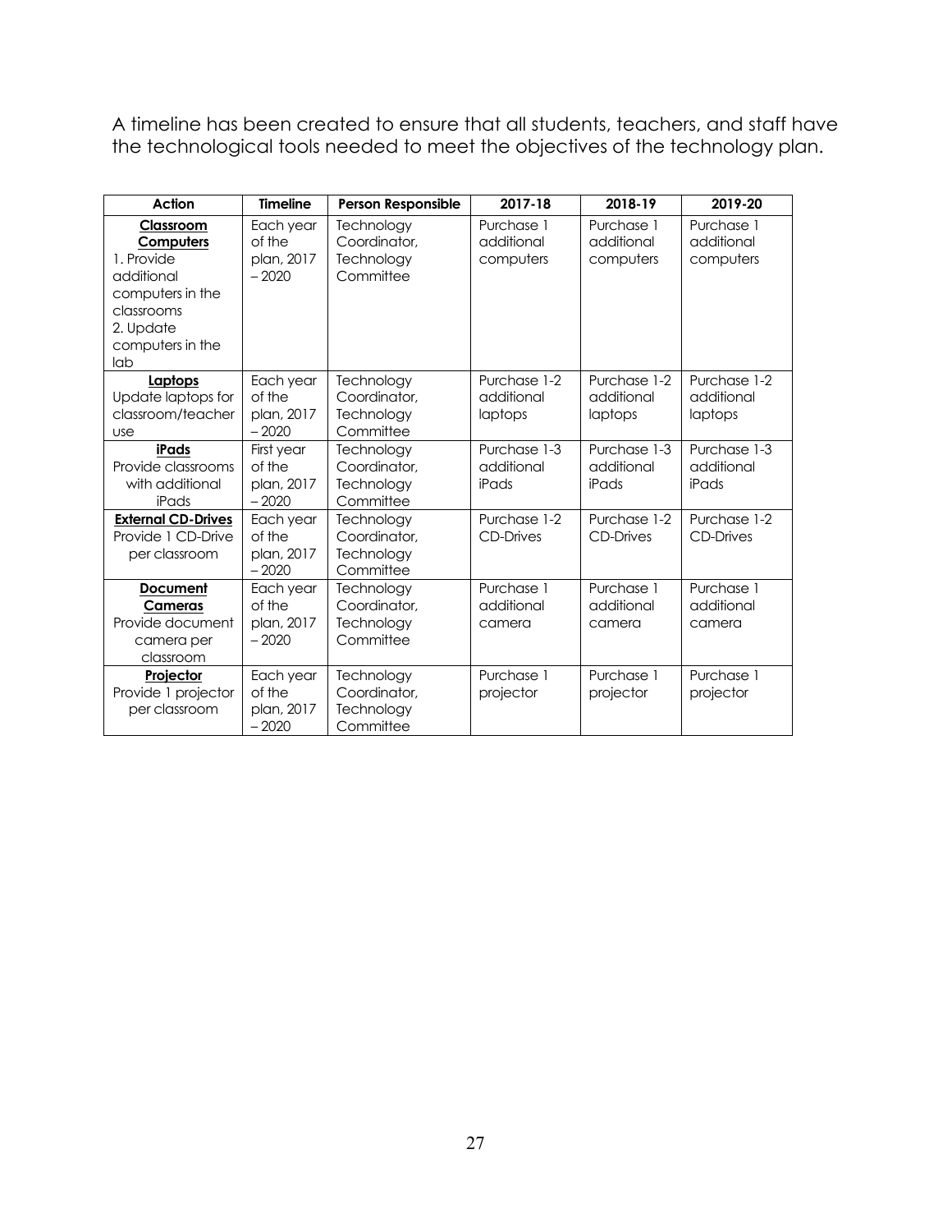A timeline has been created to ensure that all students, teachers, and staff have the technological tools needed to meet the objectives of the technology plan.

| Action | Timeline | Person Responsible | 2017-18 | 2018-19 | 2019-20 |
|---|---|---|---|---|---|
| **Classroom Computers** 1. Provide additional computers in the classrooms 2. Update computers in the lab | Each year of the plan, 2017 – 2020 | Technology Coordinator, Technology Committee | Purchase 1 additional computers | Purchase 1 additional computers | Purchase 1 additional computers |
| **Laptops** Update laptops for classroom/teacher use | Each year of the plan, 2017 – 2020 | Technology Coordinator, Technology Committee | Purchase 1-2 additional laptops | Purchase 1-2 additional laptops | Purchase 1-2 additional laptops |
| **iPads** Provide classrooms with additional iPads | First year of the plan, 2017 – 2020 | Technology Coordinator, Technology Committee | Purchase 1-3 additional iPads | Purchase 1-3 additional iPads | Purchase 1-3 additional iPads |
| **External CD-Drives** Provide 1 CD-Drive per classroom | Each year of the plan, 2017 – 2020 | Technology Coordinator, Technology Committee | Purchase 1-2 CD-Drives | Purchase 1-2 CD-Drives | Purchase 1-2 CD-Drives |
| **Document Cameras** Provide document camera per classroom | Each year of the plan, 2017 – 2020 | Technology Coordinator, Technology Committee | Purchase 1 additional camera | Purchase 1 additional camera | Purchase 1 additional camera |
| **Projector** Provide 1 projector per classroom | Each year of the plan, 2017 – 2020 | Technology Coordinator, Technology Committee | Purchase 1 projector | Purchase 1 projector | Purchase 1 projector |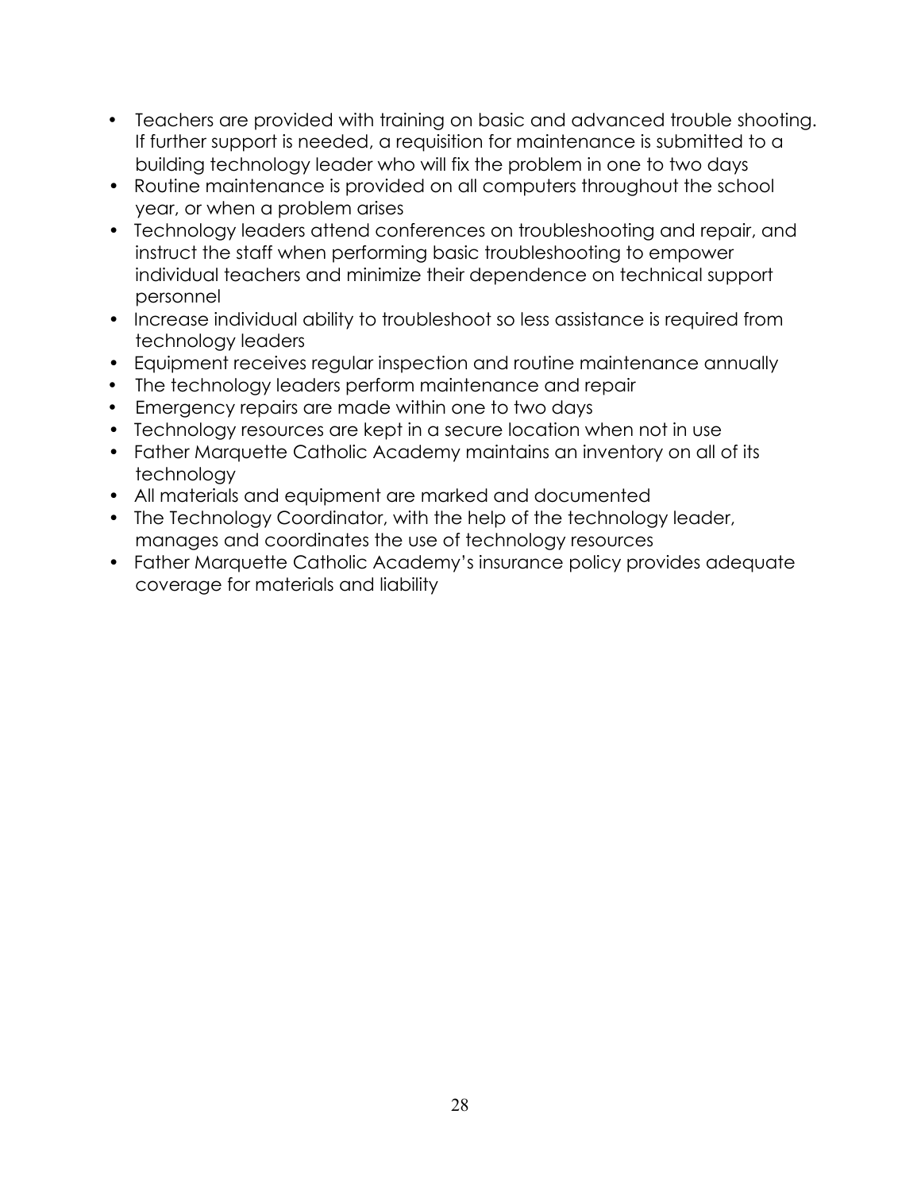- Teachers are provided with training on basic and advanced trouble shooting. If further support is needed, a requisition for maintenance is submitted to a building technology leader who will fix the problem in one to two days
- Routine maintenance is provided on all computers throughout the school year, or when a problem arises
- Technology leaders attend conferences on troubleshooting and repair, and instruct the staff when performing basic troubleshooting to empower individual teachers and minimize their dependence on technical support personnel
- Increase individual ability to troubleshoot so less assistance is required from technology leaders
- Equipment receives regular inspection and routine maintenance annually
- The technology leaders perform maintenance and repair
- Emergency repairs are made within one to two days
- Technology resources are kept in a secure location when not in use
- Father Marquette Catholic Academy maintains an inventory on all of its technology
- All materials and equipment are marked and documented
- The Technology Coordinator, with the help of the technology leader, manages and coordinates the use of technology resources
- Father Marquette Catholic Academy's insurance policy provides adequate coverage for materials and liability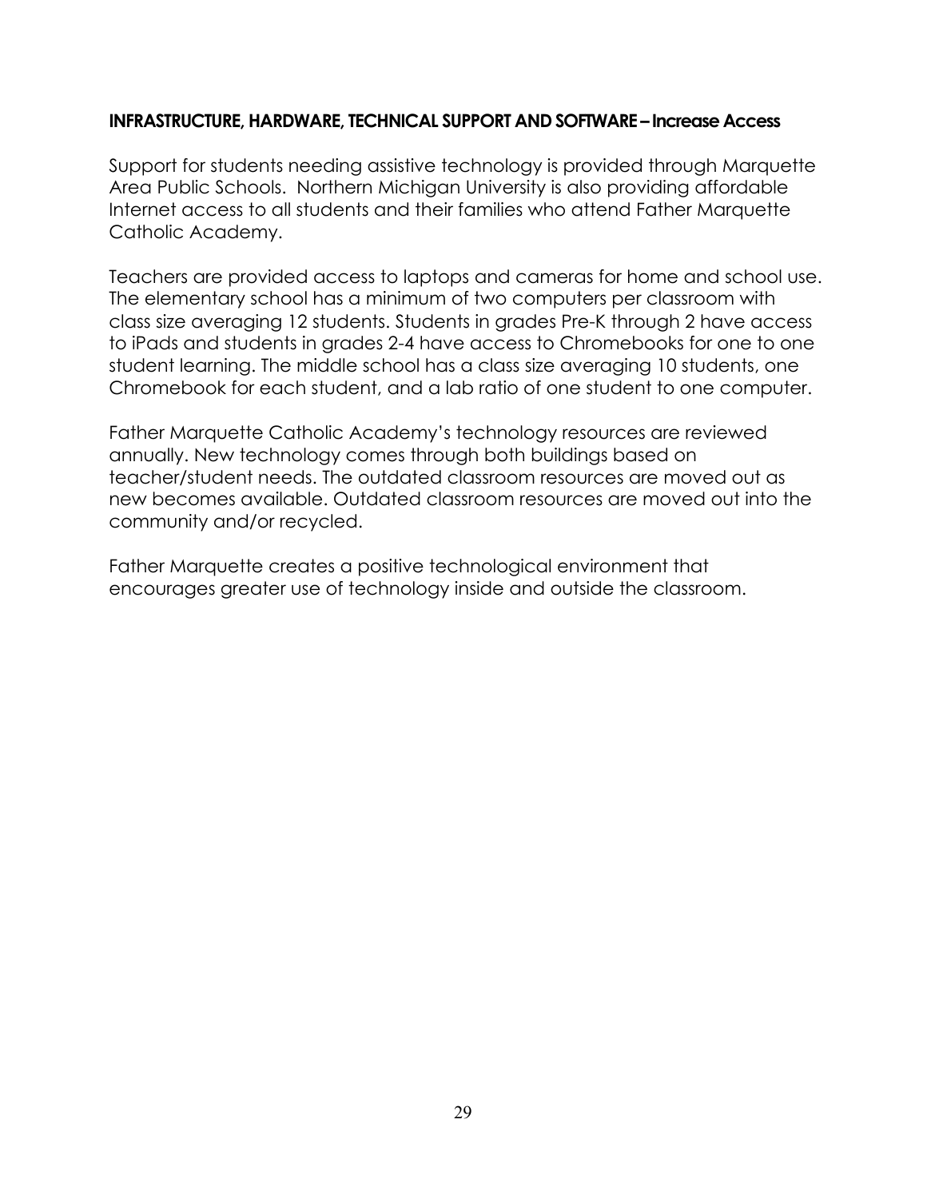### INFRASTRUCTURE, HARDWARE, TECHNICAL SUPPORT AND SOFTWARE – Increase Access

Support for students needing assistive technology is provided through Marquette Area Public Schools. Northern Michigan University is also providing affordable Internet access to all students and their families who attend Father Marquette Catholic Academy.

Teachers are provided access to laptops and cameras for home and school use. The elementary school has a minimum of two computers per classroom with class size averaging 12 students. Students in grades Pre-K through 2 have access to iPads and students in grades 2-4 have access to Chromebooks for one to one student learning. The middle school has a class size averaging 10 students, one Chromebook for each student, and a lab ratio of one student to one computer.

Father Marquette Catholic Academy's technology resources are reviewed annually. New technology comes through both buildings based on teacher/student needs. The outdated classroom resources are moved out as new becomes available. Outdated classroom resources are moved out into the community and/or recycled.

Father Marquette creates a positive technological environment that encourages greater use of technology inside and outside the classroom.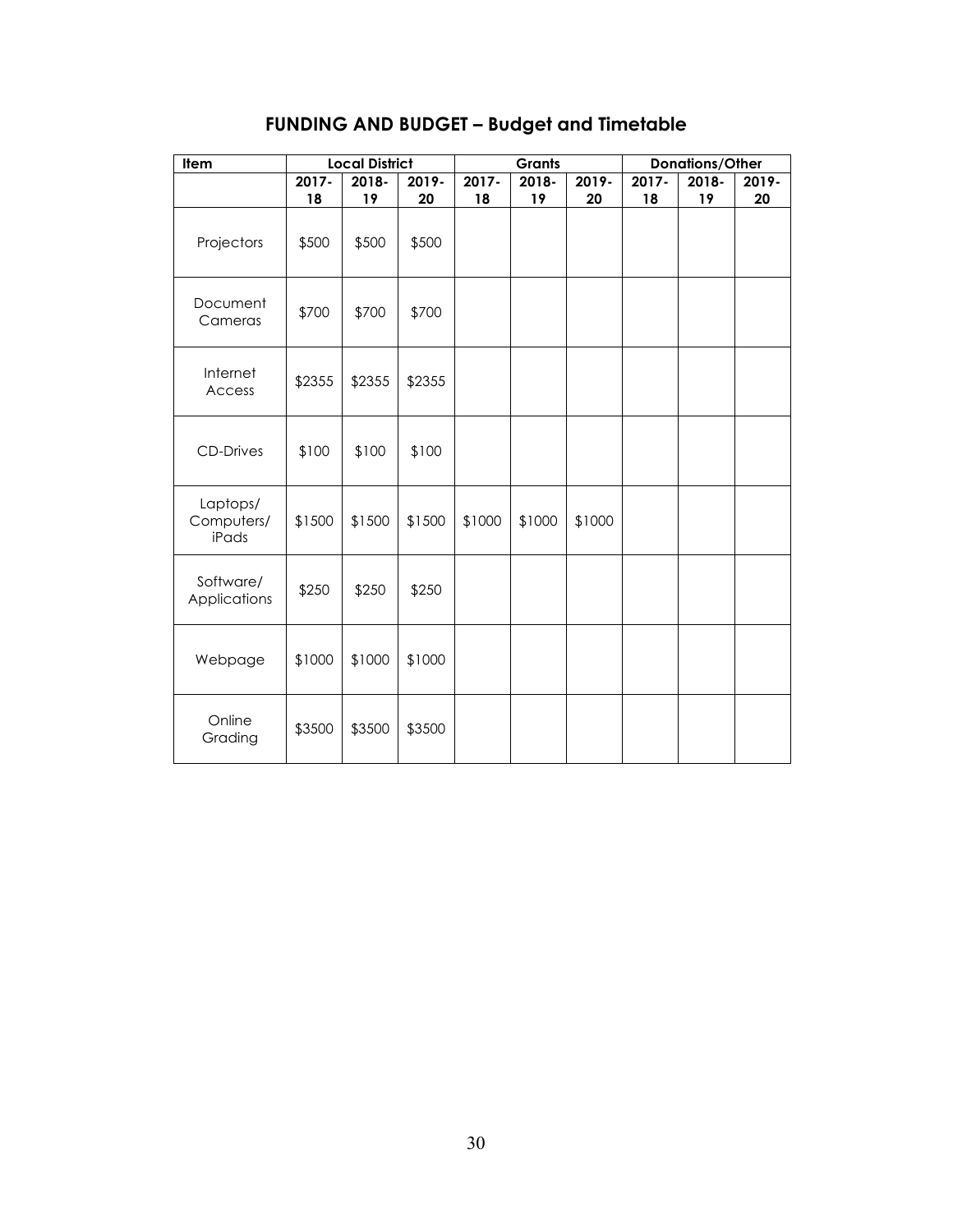# FUNDING AND BUDGET – Budget and Timetable

| Item | Local District | | | Grants | | | Donations/Other | | |
|---|---|---|---|---|---|---|---|---|---|
| | 2017-18 | 2018-19 | 2019-20 | 2017-18 | 2018-19 | 2019-20 | 2017-18 | 2018-19 | 2019-20 |
| Projectors | $500 | $500 | $500 | | | | | | |
| Document Cameras | $700 | $700 | $700 | | | | | | |
| Internet Access | $2355 | $2355 | $2355 | | | | | | |
| CD-Drives | $100 | $100 | $100 | | | | | | |
| Laptops/ Computers/ iPads | $1500 | $1500 | $1500 | $1000 | $1000 | $1000 | | | |
| Software/ Applications | $250 | $250 | $250 | | | | | | |
| Webpage | $1000 | $1000 | $1000 | | | | | | |
| Online Grading | $3500 | $3500 | $3500 | | | | | | |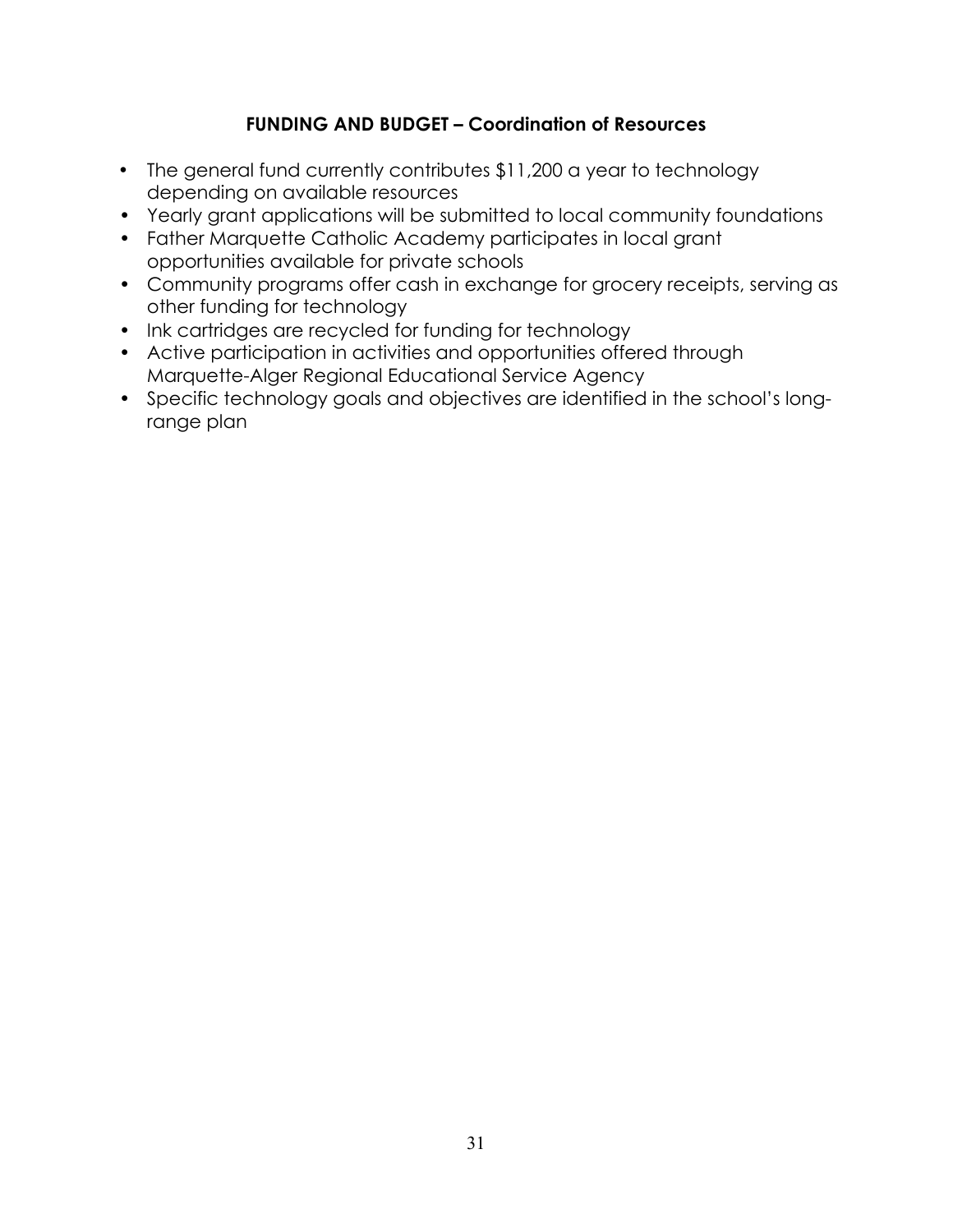## FUNDING AND BUDGET – Coordination of Resources

- The general fund currently contributes $11,200 a year to technology depending on available resources
- Yearly grant applications will be submitted to local community foundations
- Father Marquette Catholic Academy participates in local grant opportunities available for private schools
- Community programs offer cash in exchange for grocery receipts, serving as other funding for technology
- Ink cartridges are recycled for funding for technology
- Active participation in activities and opportunities offered through Marquette-Alger Regional Educational Service Agency
- Specific technology goals and objectives are identified in the school's long-range plan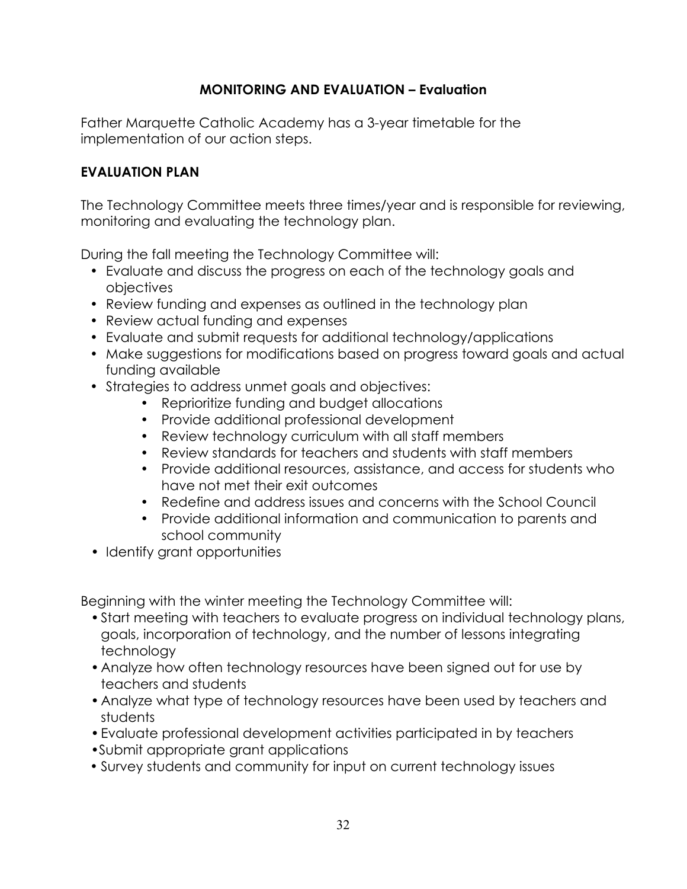## MONITORING AND EVALUATION – Evaluation

Father Marquette Catholic Academy has a 3-year timetable for the implementation of our action steps.

### EVALUATION PLAN

The Technology Committee meets three times/year and is responsible for reviewing, monitoring and evaluating the technology plan.

During the fall meeting the Technology Committee will:

- Evaluate and discuss the progress on each of the technology goals and objectives
- Review funding and expenses as outlined in the technology plan
- Review actual funding and expenses
- Evaluate and submit requests for additional technology/applications
- Make suggestions for modifications based on progress toward goals and actual funding available
- Strategies to address unmet goals and objectives:
    - Reprioritize funding and budget allocations
    - Provide additional professional development
    - Review technology curriculum with all staff members
    - Review standards for teachers and students with staff members
    - Provide additional resources, assistance, and access for students who have not met their exit outcomes
    - Redefine and address issues and concerns with the School Council
    - Provide additional information and communication to parents and school community
- Identify grant opportunities

Beginning with the winter meeting the Technology Committee will:

- Start meeting with teachers to evaluate progress on individual technology plans, goals, incorporation of technology, and the number of lessons integrating technology
- Analyze how often technology resources have been signed out for use by teachers and students
- Analyze what type of technology resources have been used by teachers and students
- Evaluate professional development activities participated in by teachers
- Submit appropriate grant applications
- Survey students and community for input on current technology issues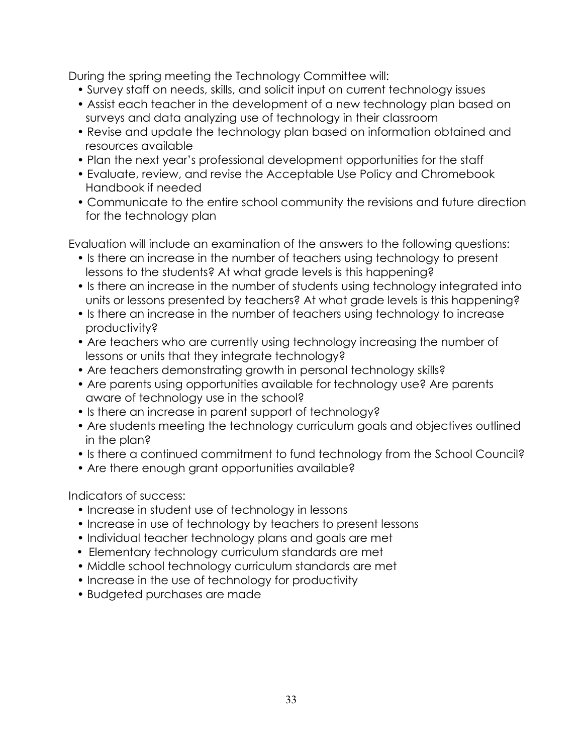During the spring meeting the Technology Committee will:

- Survey staff on needs, skills, and solicit input on current technology issues
- Assist each teacher in the development of a new technology plan based on surveys and data analyzing use of technology in their classroom
- Revise and update the technology plan based on information obtained and resources available
- Plan the next year's professional development opportunities for the staff
- Evaluate, review, and revise the Acceptable Use Policy and Chromebook Handbook if needed
- Communicate to the entire school community the revisions and future direction for the technology plan

Evaluation will include an examination of the answers to the following questions:

- Is there an increase in the number of teachers using technology to present lessons to the students? At what grade levels is this happening?
- Is there an increase in the number of students using technology integrated into units or lessons presented by teachers? At what grade levels is this happening?
- Is there an increase in the number of teachers using technology to increase productivity?
- Are teachers who are currently using technology increasing the number of lessons or units that they integrate technology?
- Are teachers demonstrating growth in personal technology skills?
- Are parents using opportunities available for technology use? Are parents aware of technology use in the school?
- Is there an increase in parent support of technology?
- Are students meeting the technology curriculum goals and objectives outlined in the plan?
- Is there a continued commitment to fund technology from the School Council?
- Are there enough grant opportunities available?

Indicators of success:

- Increase in student use of technology in lessons
- Increase in use of technology by teachers to present lessons
- Individual teacher technology plans and goals are met
- Elementary technology curriculum standards are met
- Middle school technology curriculum standards are met
- Increase in the use of technology for productivity
- Budgeted purchases are made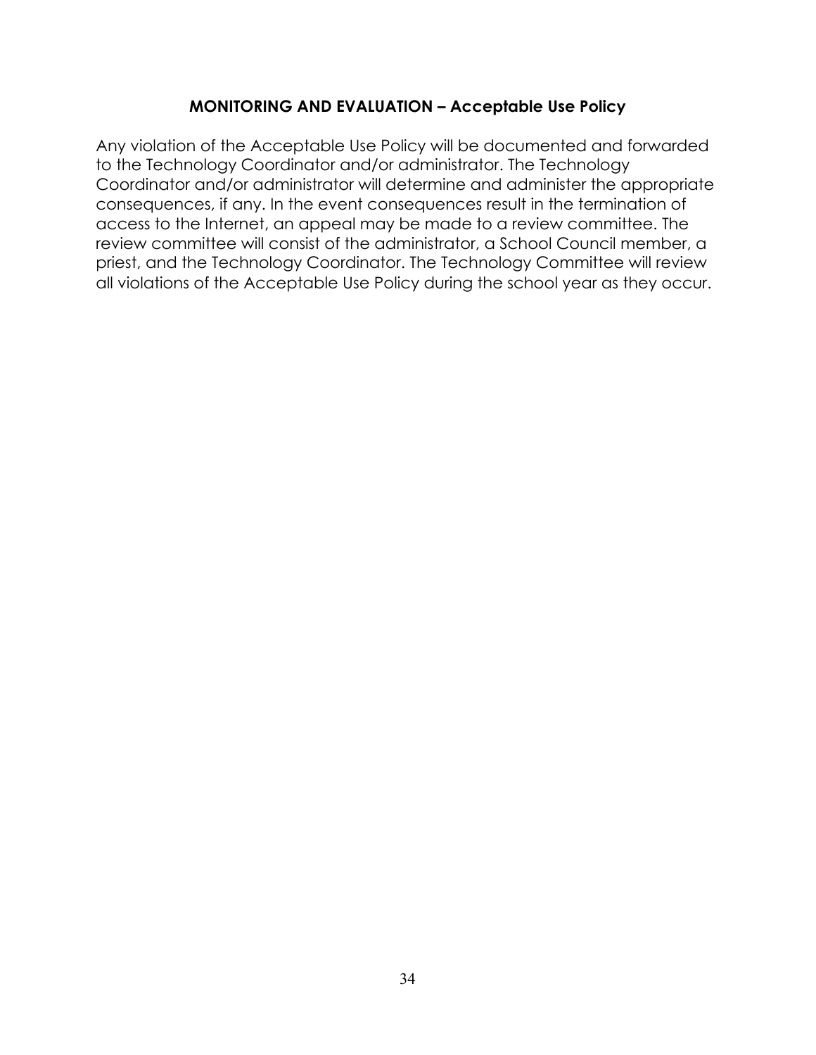## MONITORING AND EVALUATION – Acceptable Use Policy

Any violation of the Acceptable Use Policy will be documented and forwarded to the Technology Coordinator and/or administrator. The Technology Coordinator and/or administrator will determine and administer the appropriate consequences, if any. In the event consequences result in the termination of access to the Internet, an appeal may be made to a review committee. The review committee will consist of the administrator, a School Council member, a priest, and the Technology Coordinator. The Technology Committee will review all violations of the Acceptable Use Policy during the school year as they occur.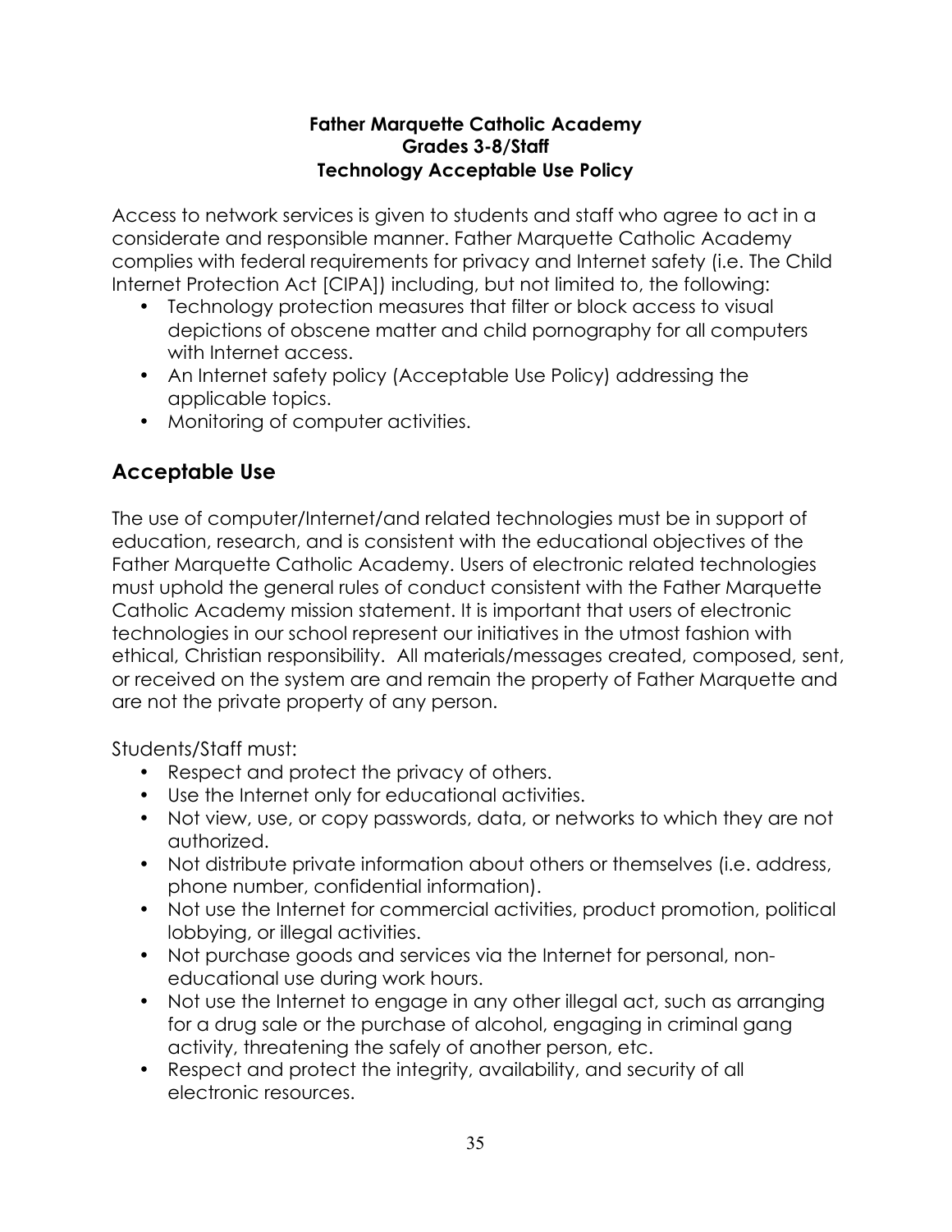**Father Marquette Catholic Academy**
**Grades 3-8/Staff**
**Technology Acceptable Use Policy**

Access to network services is given to students and staff who agree to act in a considerate and responsible manner. Father Marquette Catholic Academy complies with federal requirements for privacy and Internet safety (i.e. The Child Internet Protection Act [CIPA]) including, but not limited to, the following:

- Technology protection measures that filter or block access to visual depictions of obscene matter and child pornography for all computers with Internet access.
- An Internet safety policy (Acceptable Use Policy) addressing the applicable topics.
- Monitoring of computer activities.

## Acceptable Use

The use of computer/Internet/and related technologies must be in support of education, research, and is consistent with the educational objectives of the Father Marquette Catholic Academy. Users of electronic related technologies must uphold the general rules of conduct consistent with the Father Marquette Catholic Academy mission statement. It is important that users of electronic technologies in our school represent our initiatives in the utmost fashion with ethical, Christian responsibility. All materials/messages created, composed, sent, or received on the system are and remain the property of Father Marquette and are not the private property of any person.

Students/Staff must:

- Respect and protect the privacy of others.
- Use the Internet only for educational activities.
- Not view, use, or copy passwords, data, or networks to which they are not authorized.
- Not distribute private information about others or themselves (i.e. address, phone number, confidential information).
- Not use the Internet for commercial activities, product promotion, political lobbying, or illegal activities.
- Not purchase goods and services via the Internet for personal, non-educational use during work hours.
- Not use the Internet to engage in any other illegal act, such as arranging for a drug sale or the purchase of alcohol, engaging in criminal gang activity, threatening the safely of another person, etc.
- Respect and protect the integrity, availability, and security of all electronic resources.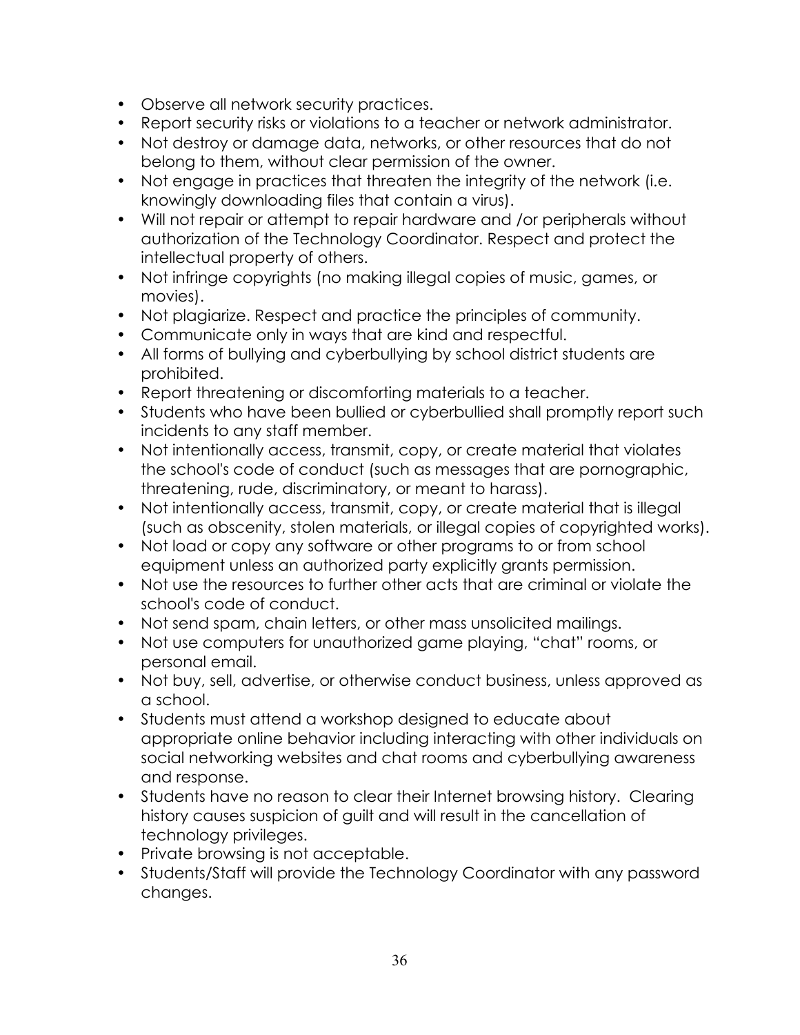- Observe all network security practices.
- Report security risks or violations to a teacher or network administrator.
- Not destroy or damage data, networks, or other resources that do not belong to them, without clear permission of the owner.
- Not engage in practices that threaten the integrity of the network (i.e. knowingly downloading files that contain a virus).
- Will not repair or attempt to repair hardware and /or peripherals without authorization of the Technology Coordinator. Respect and protect the intellectual property of others.
- Not infringe copyrights (no making illegal copies of music, games, or movies).
- Not plagiarize. Respect and practice the principles of community.
- Communicate only in ways that are kind and respectful.
- All forms of bullying and cyberbullying by school district students are prohibited.
- Report threatening or discomforting materials to a teacher.
- Students who have been bullied or cyberbullied shall promptly report such incidents to any staff member.
- Not intentionally access, transmit, copy, or create material that violates the school's code of conduct (such as messages that are pornographic, threatening, rude, discriminatory, or meant to harass).
- Not intentionally access, transmit, copy, or create material that is illegal (such as obscenity, stolen materials, or illegal copies of copyrighted works).
- Not load or copy any software or other programs to or from school equipment unless an authorized party explicitly grants permission.
- Not use the resources to further other acts that are criminal or violate the school's code of conduct.
- Not send spam, chain letters, or other mass unsolicited mailings.
- Not use computers for unauthorized game playing, "chat" rooms, or personal email.
- Not buy, sell, advertise, or otherwise conduct business, unless approved as a school.
- Students must attend a workshop designed to educate about appropriate online behavior including interacting with other individuals on social networking websites and chat rooms and cyberbullying awareness and response.
- Students have no reason to clear their Internet browsing history. Clearing history causes suspicion of guilt and will result in the cancellation of technology privileges.
- Private browsing is not acceptable.
- Students/Staff will provide the Technology Coordinator with any password changes.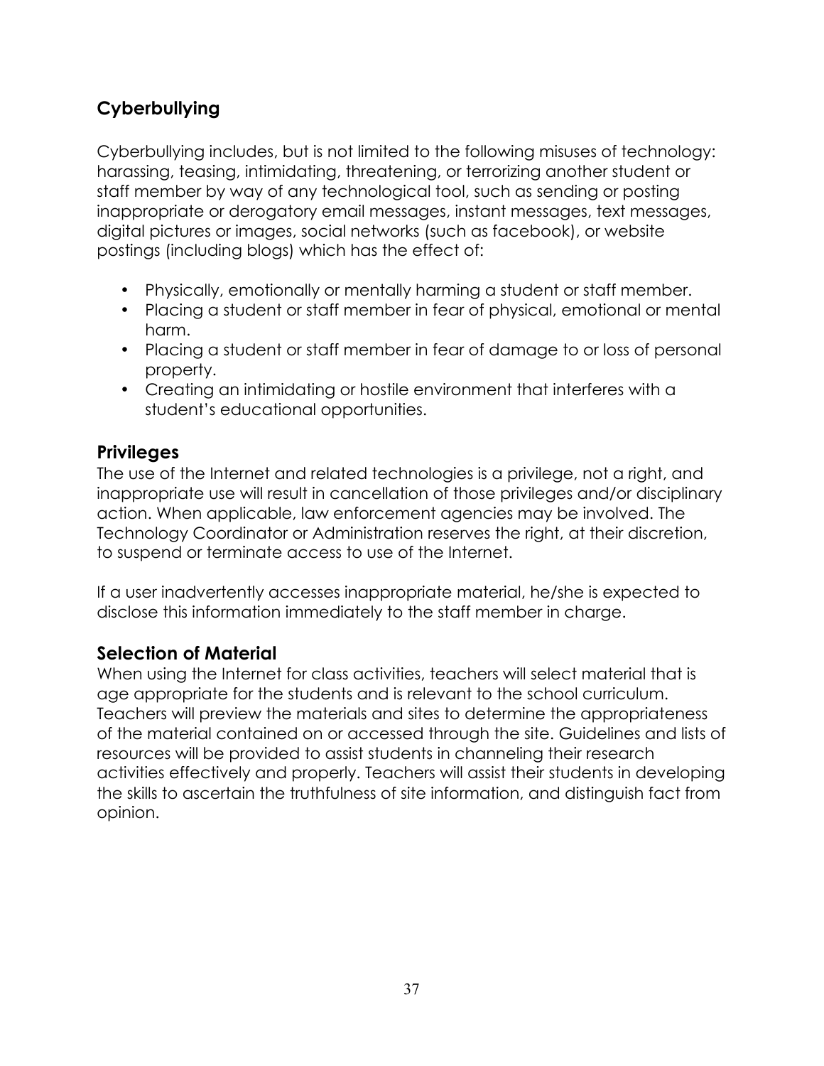## Cyberbullying

Cyberbullying includes, but is not limited to the following misuses of technology: harassing, teasing, intimidating, threatening, or terrorizing another student or staff member by way of any technological tool, such as sending or posting inappropriate or derogatory email messages, instant messages, text messages, digital pictures or images, social networks (such as facebook), or website postings (including blogs) which has the effect of:

- Physically, emotionally or mentally harming a student or staff member.
- Placing a student or staff member in fear of physical, emotional or mental harm.
- Placing a student or staff member in fear of damage to or loss of personal property.
- Creating an intimidating or hostile environment that interferes with a student's educational opportunities.

## Privileges

The use of the Internet and related technologies is a privilege, not a right, and inappropriate use will result in cancellation of those privileges and/or disciplinary action. When applicable, law enforcement agencies may be involved. The Technology Coordinator or Administration reserves the right, at their discretion, to suspend or terminate access to use of the Internet.

If a user inadvertently accesses inappropriate material, he/she is expected to disclose this information immediately to the staff member in charge.

## Selection of Material

When using the Internet for class activities, teachers will select material that is age appropriate for the students and is relevant to the school curriculum. Teachers will preview the materials and sites to determine the appropriateness of the material contained on or accessed through the site. Guidelines and lists of resources will be provided to assist students in channeling their research activities effectively and properly. Teachers will assist their students in developing the skills to ascertain the truthfulness of site information, and distinguish fact from opinion.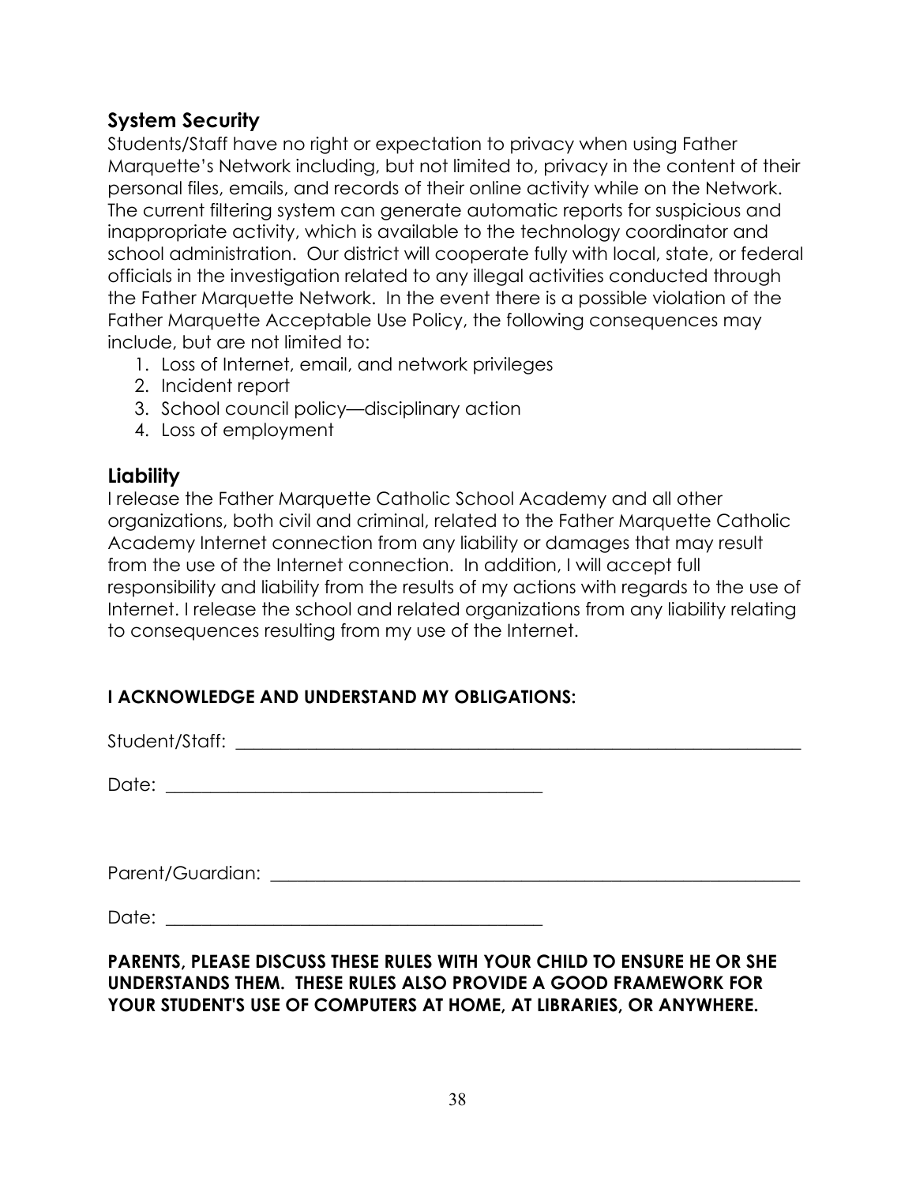## System Security

Students/Staff have no right or expectation to privacy when using Father Marquette's Network including, but not limited to, privacy in the content of their personal files, emails, and records of their online activity while on the Network. The current filtering system can generate automatic reports for suspicious and inappropriate activity, which is available to the technology coordinator and school administration. Our district will cooperate fully with local, state, or federal officials in the investigation related to any illegal activities conducted through the Father Marquette Network. In the event there is a possible violation of the Father Marquette Acceptable Use Policy, the following consequences may include, but are not limited to:

1. Loss of Internet, email, and network privileges
2. Incident report
3. School council policy—disciplinary action
4. Loss of employment

## Liability

I release the Father Marquette Catholic School Academy and all other organizations, both civil and criminal, related to the Father Marquette Catholic Academy Internet connection from any liability or damages that may result from the use of the Internet connection. In addition, I will accept full responsibility and liability from the results of my actions with regards to the use of Internet. I release the school and related organizations from any liability relating to consequences resulting from my use of the Internet.

**I ACKNOWLEDGE AND UNDERSTAND MY OBLIGATIONS:**

Student/Staff: ____________________________________________________________

Date: __________________________________________

Parent/Guardian: _________________________________________________________

Date: __________________________________________

**PARENTS, PLEASE DISCUSS THESE RULES WITH YOUR CHILD TO ENSURE HE OR SHE UNDERSTANDS THEM. THESE RULES ALSO PROVIDE A GOOD FRAMEWORK FOR YOUR STUDENT'S USE OF COMPUTERS AT HOME, AT LIBRARIES, OR ANYWHERE.**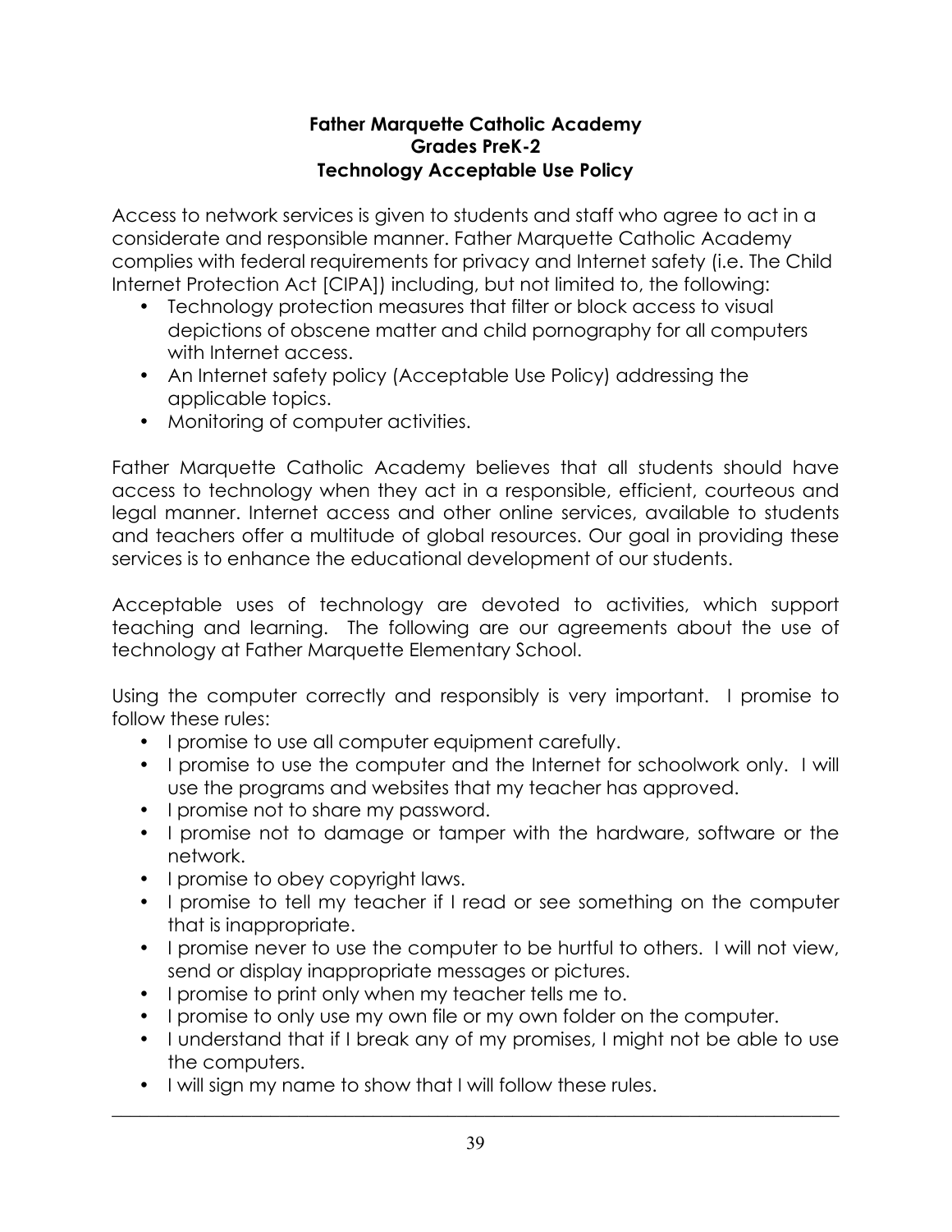# Father Marquette Catholic Academy
## Grades PreK-2
## Technology Acceptable Use Policy

Access to network services is given to students and staff who agree to act in a considerate and responsible manner. Father Marquette Catholic Academy complies with federal requirements for privacy and Internet safety (i.e. The Child Internet Protection Act [CIPA]) including, but not limited to, the following:

- Technology protection measures that filter or block access to visual depictions of obscene matter and child pornography for all computers with Internet access.
- An Internet safety policy (Acceptable Use Policy) addressing the applicable topics.
- Monitoring of computer activities.

Father Marquette Catholic Academy believes that all students should have access to technology when they act in a responsible, efficient, courteous and legal manner. Internet access and other online services, available to students and teachers offer a multitude of global resources. Our goal in providing these services is to enhance the educational development of our students.

Acceptable uses of technology are devoted to activities, which support teaching and learning. The following are our agreements about the use of technology at Father Marquette Elementary School.

Using the computer correctly and responsibly is very important. I promise to follow these rules:

- I promise to use all computer equipment carefully.
- I promise to use the computer and the Internet for schoolwork only. I will use the programs and websites that my teacher has approved.
- I promise not to share my password.
- I promise not to damage or tamper with the hardware, software or the network.
- I promise to obey copyright laws.
- I promise to tell my teacher if I read or see something on the computer that is inappropriate.
- I promise never to use the computer to be hurtful to others. I will not view, send or display inappropriate messages or pictures.
- I promise to print only when my teacher tells me to.
- I promise to only use my own file or my own folder on the computer.
- I understand that if I break any of my promises, I might not be able to use the computers.
- I will sign my name to show that I will follow these rules.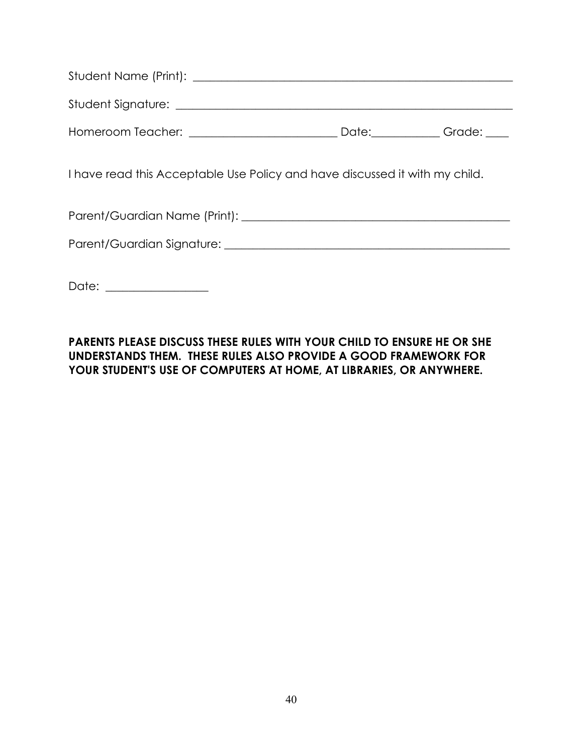Student Name (Print): ____________________________________________________________

Student Signature: ______________________________________________________________

Homeroom Teacher: ________________________ Date:___________ Grade: ____

I have read this Acceptable Use Policy and have discussed it with my child.

Parent/Guardian Name (Print): ___________________________________________

Parent/Guardian Signature: ______________________________________________

Date: _________________

**PARENTS PLEASE DISCUSS THESE RULES WITH YOUR CHILD TO ENSURE HE OR SHE UNDERSTANDS THEM. THESE RULES ALSO PROVIDE A GOOD FRAMEWORK FOR YOUR STUDENT'S USE OF COMPUTERS AT HOME, AT LIBRARIES, OR ANYWHERE.**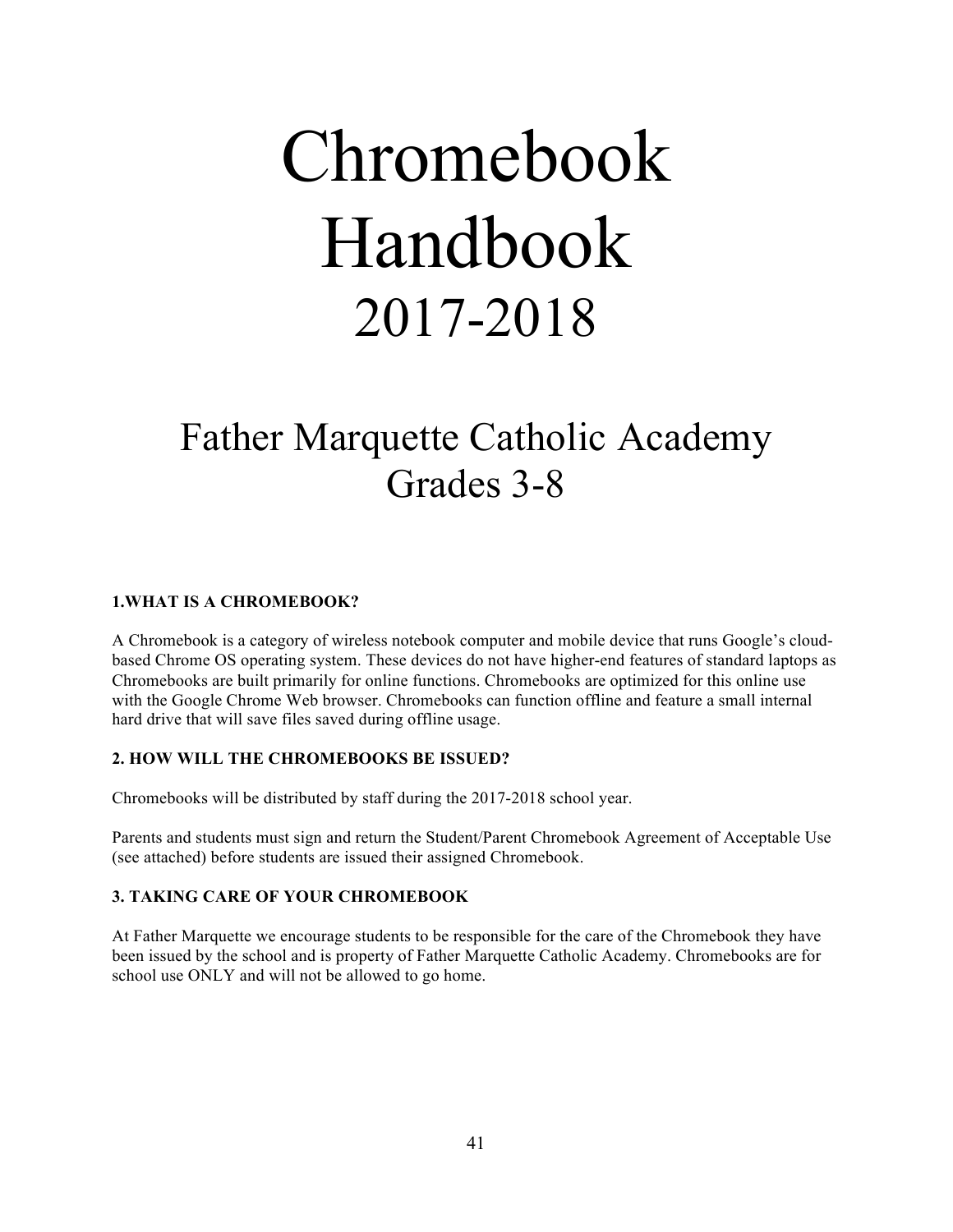# Chromebook Handbook

# 2017-2018

## Father Marquette Catholic Academy
## Grades 3-8

**1.WHAT IS A CHROMEBOOK?**

A Chromebook is a category of wireless notebook computer and mobile device that runs Google's cloud-based Chrome OS operating system. These devices do not have higher-end features of standard laptops as Chromebooks are built primarily for online functions. Chromebooks are optimized for this online use with the Google Chrome Web browser. Chromebooks can function offline and feature a small internal hard drive that will save files saved during offline usage.

**2. HOW WILL THE CHROMEBOOKS BE ISSUED?**

Chromebooks will be distributed by staff during the 2017-2018 school year.

Parents and students must sign and return the Student/Parent Chromebook Agreement of Acceptable Use (see attached) before students are issued their assigned Chromebook.

**3. TAKING CARE OF YOUR CHROMEBOOK**

At Father Marquette we encourage students to be responsible for the care of the Chromebook they have been issued by the school and is property of Father Marquette Catholic Academy. Chromebooks are for school use ONLY and will not be allowed to go home.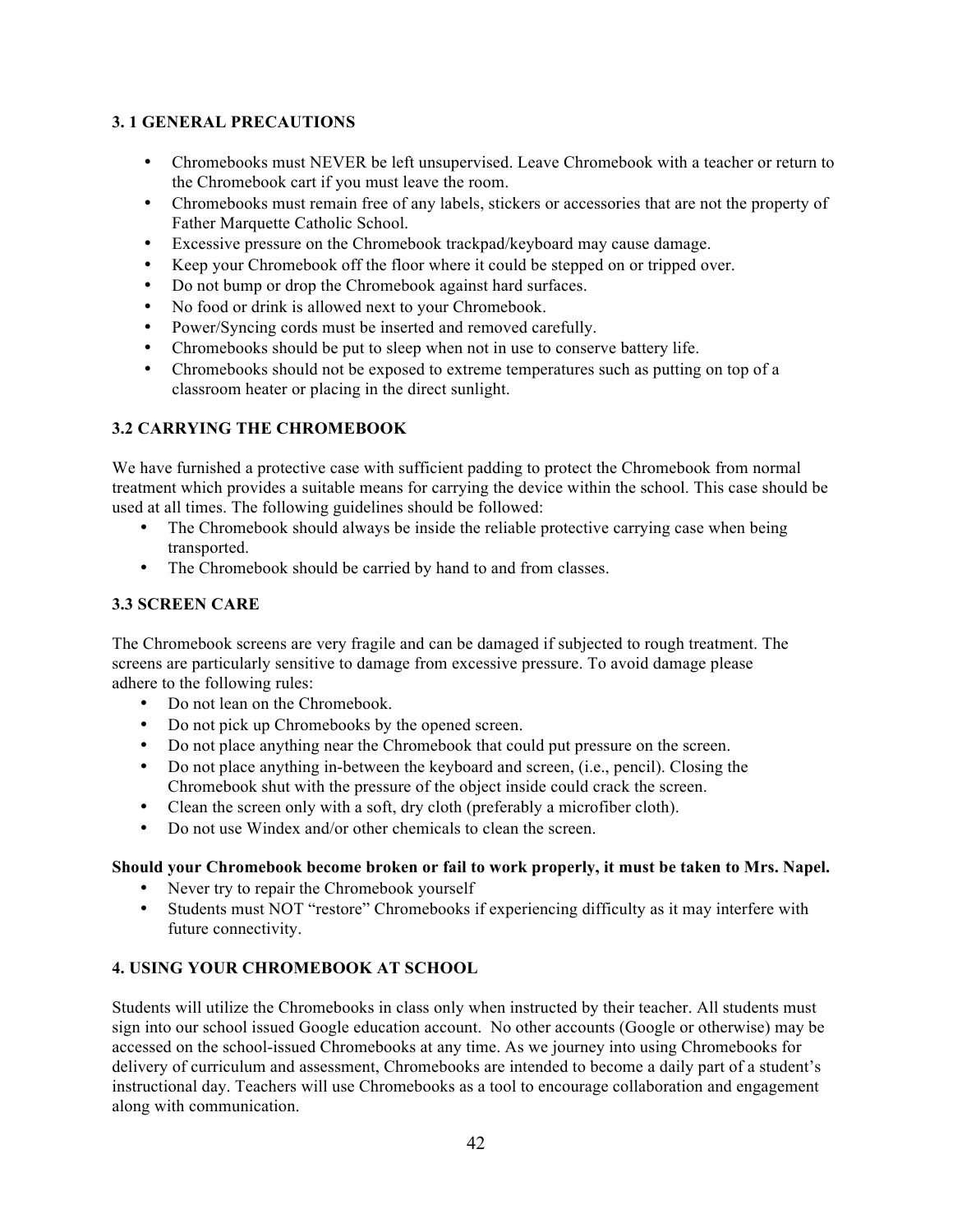### 3. 1 GENERAL PRECAUTIONS

- Chromebooks must NEVER be left unsupervised. Leave Chromebook with a teacher or return to the Chromebook cart if you must leave the room.
- Chromebooks must remain free of any labels, stickers or accessories that are not the property of Father Marquette Catholic School.
- Excessive pressure on the Chromebook trackpad/keyboard may cause damage.
- Keep your Chromebook off the floor where it could be stepped on or tripped over.
- Do not bump or drop the Chromebook against hard surfaces.
- No food or drink is allowed next to your Chromebook.
- Power/Syncing cords must be inserted and removed carefully.
- Chromebooks should be put to sleep when not in use to conserve battery life.
- Chromebooks should not be exposed to extreme temperatures such as putting on top of a classroom heater or placing in the direct sunlight.

### 3.2 CARRYING THE CHROMEBOOK

We have furnished a protective case with sufficient padding to protect the Chromebook from normal treatment which provides a suitable means for carrying the device within the school. This case should be used at all times. The following guidelines should be followed:

- The Chromebook should always be inside the reliable protective carrying case when being transported.
- The Chromebook should be carried by hand to and from classes.

### 3.3 SCREEN CARE

The Chromebook screens are very fragile and can be damaged if subjected to rough treatment. The screens are particularly sensitive to damage from excessive pressure. To avoid damage please adhere to the following rules:

- Do not lean on the Chromebook.
- Do not pick up Chromebooks by the opened screen.
- Do not place anything near the Chromebook that could put pressure on the screen.
- Do not place anything in-between the keyboard and screen, (i.e., pencil). Closing the Chromebook shut with the pressure of the object inside could crack the screen.
- Clean the screen only with a soft, dry cloth (preferably a microfiber cloth).
- Do not use Windex and/or other chemicals to clean the screen.

**Should your Chromebook become broken or fail to work properly, it must be taken to Mrs. Napel.**

- Never try to repair the Chromebook yourself
- Students must NOT "restore" Chromebooks if experiencing difficulty as it may interfere with future connectivity.

### 4. USING YOUR CHROMEBOOK AT SCHOOL

Students will utilize the Chromebooks in class only when instructed by their teacher. All students must sign into our school issued Google education account. No other accounts (Google or otherwise) may be accessed on the school-issued Chromebooks at any time. As we journey into using Chromebooks for delivery of curriculum and assessment, Chromebooks are intended to become a daily part of a student's instructional day. Teachers will use Chromebooks as a tool to encourage collaboration and engagement along with communication.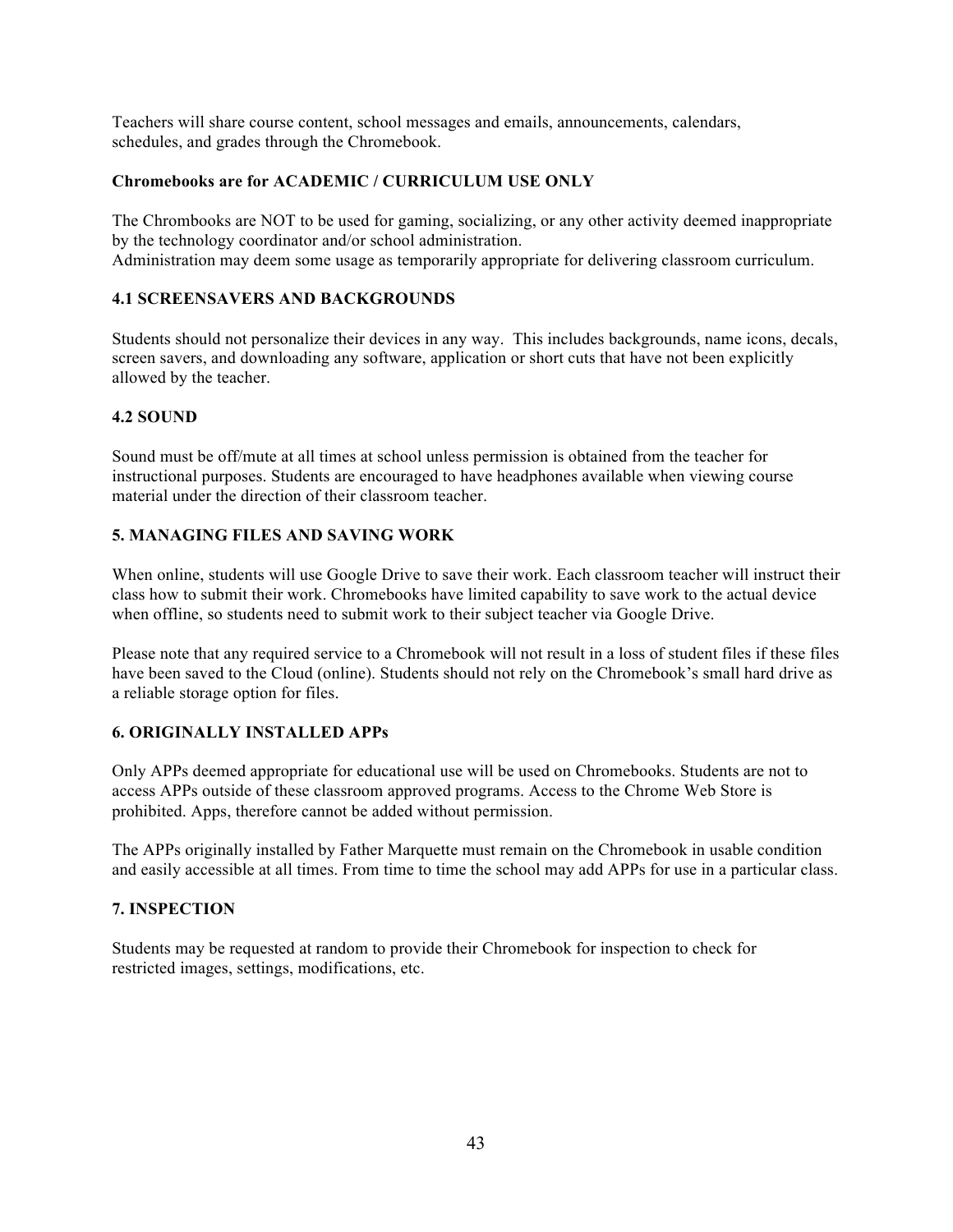Teachers will share course content, school messages and emails, announcements, calendars, schedules, and grades through the Chromebook.

**Chromebooks are for ACADEMIC / CURRICULUM USE ONLY**

The Chrombooks are NOT to be used for gaming, socializing, or any other activity deemed inappropriate by the technology coordinator and/or school administration.
Administration may deem some usage as temporarily appropriate for delivering classroom curriculum.

### 4.1 SCREENSAVERS AND BACKGROUNDS

Students should not personalize their devices in any way. This includes backgrounds, name icons, decals, screen savers, and downloading any software, application or short cuts that have not been explicitly allowed by the teacher.

### 4.2 SOUND

Sound must be off/mute at all times at school unless permission is obtained from the teacher for instructional purposes. Students are encouraged to have headphones available when viewing course material under the direction of their classroom teacher.

## 5. MANAGING FILES AND SAVING WORK

When online, students will use Google Drive to save their work. Each classroom teacher will instruct their class how to submit their work. Chromebooks have limited capability to save work to the actual device when offline, so students need to submit work to their subject teacher via Google Drive.

Please note that any required service to a Chromebook will not result in a loss of student files if these files have been saved to the Cloud (online). Students should not rely on the Chromebook's small hard drive as a reliable storage option for files.

## 6. ORIGINALLY INSTALLED APPs

Only APPs deemed appropriate for educational use will be used on Chromebooks. Students are not to access APPs outside of these classroom approved programs. Access to the Chrome Web Store is prohibited. Apps, therefore cannot be added without permission.

The APPs originally installed by Father Marquette must remain on the Chromebook in usable condition and easily accessible at all times. From time to time the school may add APPs for use in a particular class.

## 7. INSPECTION

Students may be requested at random to provide their Chromebook for inspection to check for restricted images, settings, modifications, etc.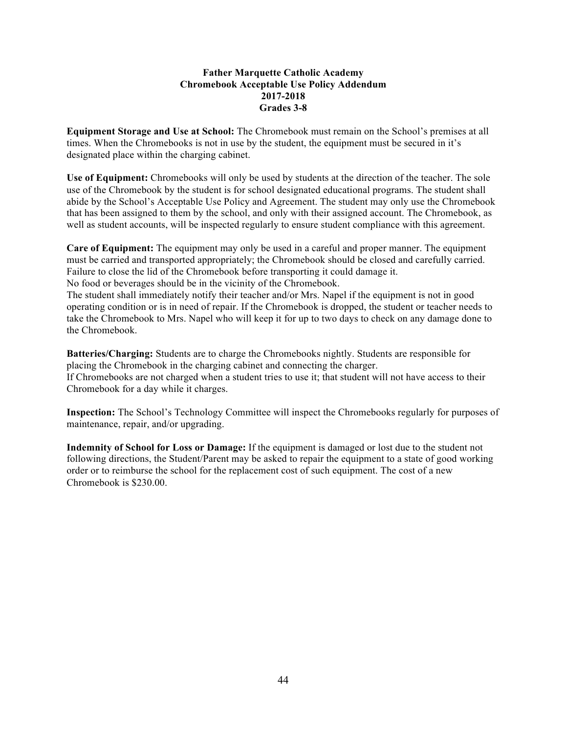# Father Marquette Catholic Academy
## Chromebook Acceptable Use Policy Addendum
## 2017-2018
## Grades 3-8

**Equipment Storage and Use at School:** The Chromebook must remain on the School's premises at all times. When the Chromebooks is not in use by the student, the equipment must be secured in it's designated place within the charging cabinet.

**Use of Equipment:** Chromebooks will only be used by students at the direction of the teacher. The sole use of the Chromebook by the student is for school designated educational programs. The student shall abide by the School's Acceptable Use Policy and Agreement. The student may only use the Chromebook that has been assigned to them by the school, and only with their assigned account. The Chromebook, as well as student accounts, will be inspected regularly to ensure student compliance with this agreement.

**Care of Equipment:** The equipment may only be used in a careful and proper manner. The equipment must be carried and transported appropriately; the Chromebook should be closed and carefully carried. Failure to close the lid of the Chromebook before transporting it could damage it.
No food or beverages should be in the vicinity of the Chromebook.
The student shall immediately notify their teacher and/or Mrs. Napel if the equipment is not in good operating condition or is in need of repair. If the Chromebook is dropped, the student or teacher needs to take the Chromebook to Mrs. Napel who will keep it for up to two days to check on any damage done to the Chromebook.

**Batteries/Charging:** Students are to charge the Chromebooks nightly. Students are responsible for placing the Chromebook in the charging cabinet and connecting the charger.
If Chromebooks are not charged when a student tries to use it; that student will not have access to their Chromebook for a day while it charges.

**Inspection:** The School's Technology Committee will inspect the Chromebooks regularly for purposes of maintenance, repair, and/or upgrading.

**Indemnity of School for Loss or Damage:** If the equipment is damaged or lost due to the student not following directions, the Student/Parent may be asked to repair the equipment to a state of good working order or to reimburse the school for the replacement cost of such equipment. The cost of a new Chromebook is $230.00.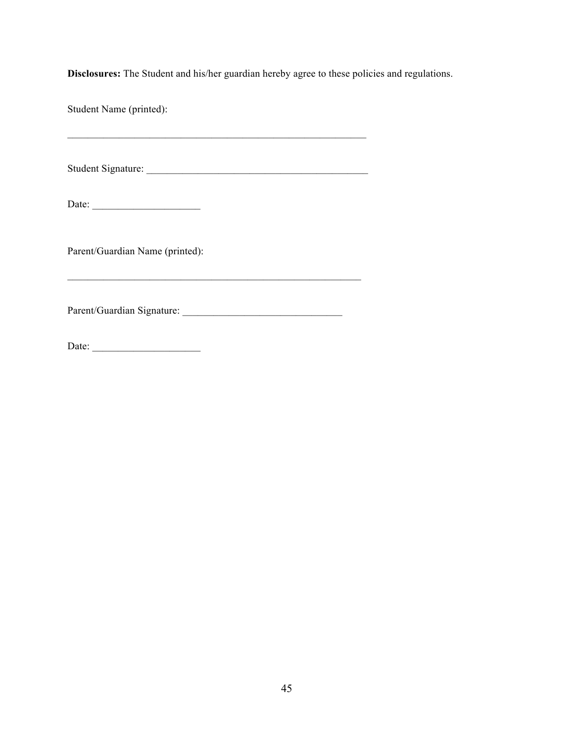**Disclosures:** The Student and his/her guardian hereby agree to these policies and regulations.

Student Name (printed):

_____________________________________________________________

Student Signature: _____________________________________________

Date: _____________________

Parent/Guardian Name (printed):

____________________________________________________________

Parent/Guardian Signature: ________________________________

Date: _____________________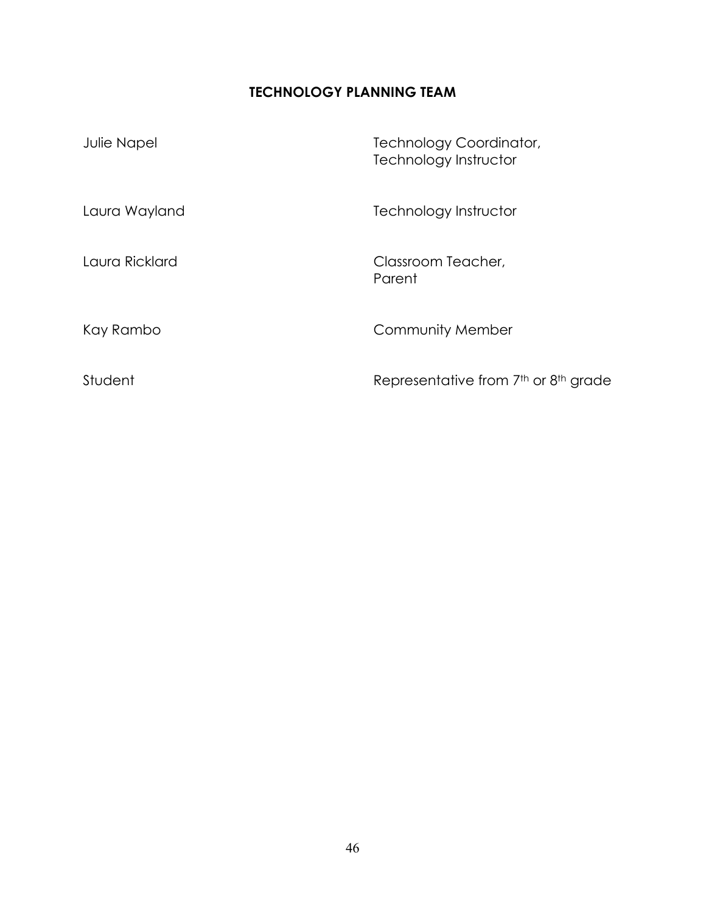## TECHNOLOGY PLANNING TEAM

| | |
|---|---|
| Julie Napel | Technology Coordinator,<br>Technology Instructor |
| Laura Wayland | Technology Instructor |
| Laura Ricklard | Classroom Teacher,<br>Parent |
| Kay Rambo | Community Member |
| Student | Representative from 7th or 8th grade |